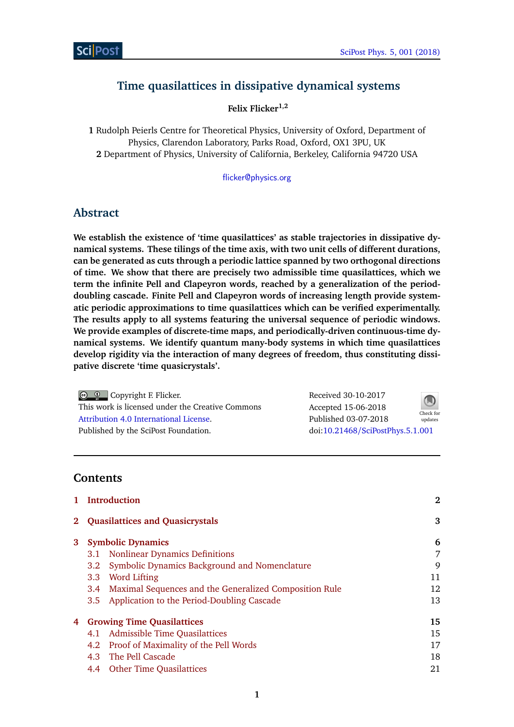# Time quasilattices in dissipative dynamical systems

**Felix Flicker[1,2]**

**1** Rudolph Peierls Centre for Theoretical Physics, University of Oxford, Department of Physics, Clarendon Laboratory, Parks Road, Oxford, OX1 3PU, UK
**2** Department of Physics, University of California, Berkeley, California 94720 USA

flicker@physics.org

## Abstract

**We establish the existence of 'time quasilattices' as stable trajectories in dissipative dynamical systems. These tilings of the time axis, with two unit cells of different durations, can be generated as cuts through a periodic lattice spanned by two orthogonal directions of time. We show that there are precisely two admissible time quasilattices, which we term the infinite Pell and Clapeyron words, reached by a generalization of the period-doubling cascade. Finite Pell and Clapeyron words of increasing length provide systematic periodic approximations to time quasilattices which can be verified experimentally. The results apply to all systems featuring the universal sequence of periodic windows. We provide examples of discrete-time maps, and periodically-driven continuous-time dynamical systems. We identify quantum many-body systems in which time quasilattices develop rigidity via the interaction of many degrees of freedom, thus constituting dissipative discrete 'time quasicrystals'.**

Copyright F. Flicker.
This work is licensed under the Creative Commons Attribution 4.0 International License.
Published by the SciPost Foundation.

Received 30-10-2017
Accepted 15-06-2018
Published 03-07-2018
doi:10.21468/SciPostPhys.5.1.001

---

## Contents

| | | |
|---|---|---|
| **1** | **Introduction** | **2** |
| **2** | **Quasilattices and Quasicrystals** | **3** |
| **3** | **Symbolic Dynamics** | **6** |
| | 3.1 Nonlinear Dynamics Definitions | 7 |
| | 3.2 Symbolic Dynamics Background and Nomenclature | 9 |
| | 3.3 Word Lifting | 11 |
| | 3.4 Maximal Sequences and the Generalized Composition Rule | 12 |
| | 3.5 Application to the Period-Doubling Cascade | 13 |
| **4** | **Growing Time Quasilattices** | **15** |
| | 4.1 Admissible Time Quasilattices | 15 |
| | 4.2 Proof of Maximality of the Pell Words | 17 |
| | 4.3 The Pell Cascade | 18 |
| | 4.4 Other Time Quasilattices | 21 |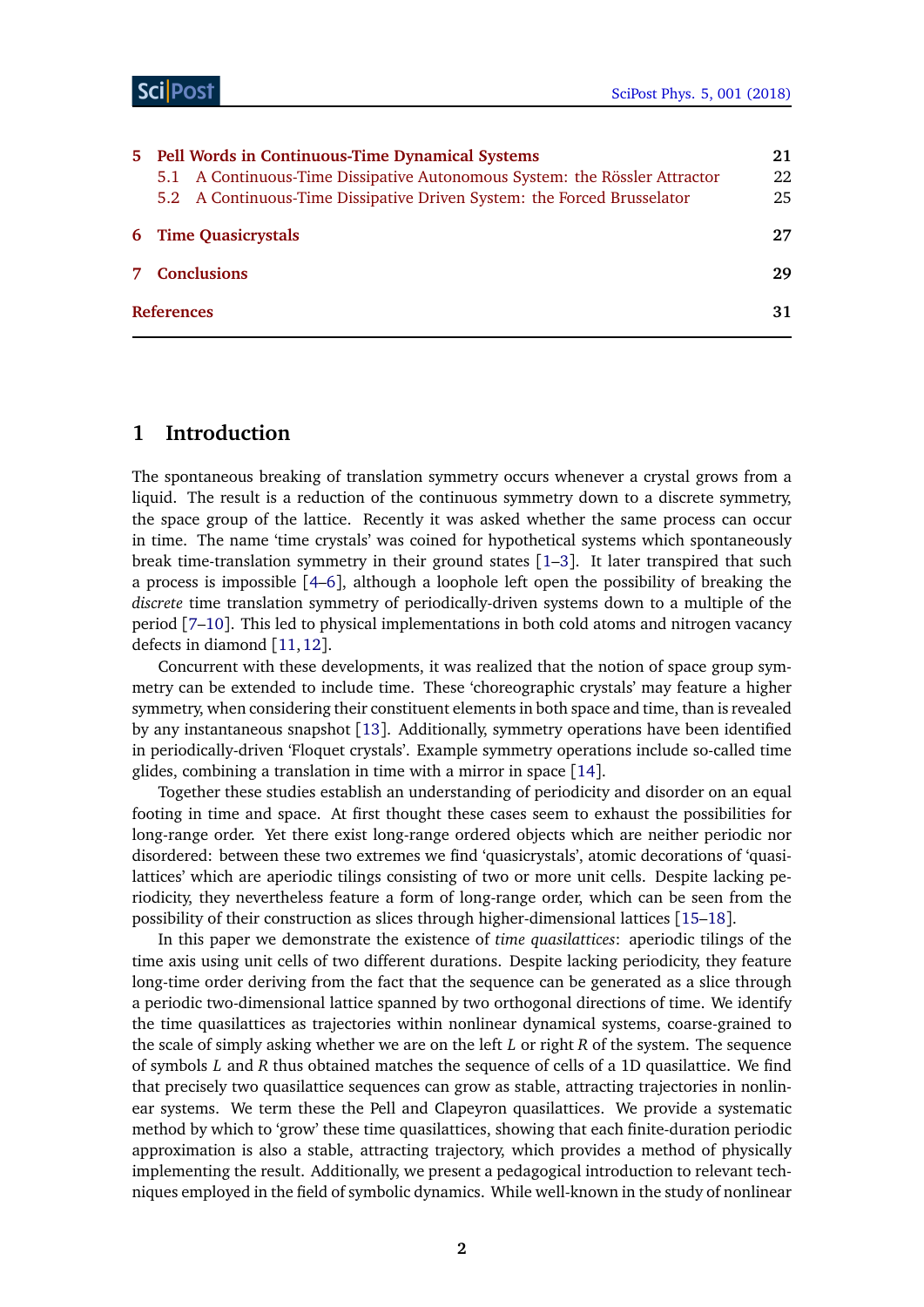| | | |
|---|---|---|
| **5** | **Pell Words in Continuous-Time Dynamical Systems** | **21** |
| | 5.1 A Continuous-Time Dissipative Autonomous System: the Rössler Attractor | 22 |
| | 5.2 A Continuous-Time Dissipative Driven System: the Forced Brusselator | 25 |
| **6** | **Time Quasicrystals** | **27** |
| **7** | **Conclusions** | **29** |
| | **References** | **31** |

# 1 Introduction

The spontaneous breaking of translation symmetry occurs whenever a crystal grows from a liquid. The result is a reduction of the continuous symmetry down to a discrete symmetry, the space group of the lattice. Recently it was asked whether the same process can occur in time. The name 'time crystals' was coined for hypothetical systems which spontaneously break time-translation symmetry in their ground states [1–3]. It later transpired that such a process is impossible [4–6], although a loophole left open the possibility of breaking the *discrete* time translation symmetry of periodically-driven systems down to a multiple of the period [7–10]. This led to physical implementations in both cold atoms and nitrogen vacancy defects in diamond [11, 12].

Concurrent with these developments, it was realized that the notion of space group symmetry can be extended to include time. These 'choreographic crystals' may feature a higher symmetry, when considering their constituent elements in both space and time, than is revealed by any instantaneous snapshot [13]. Additionally, symmetry operations have been identified in periodically-driven 'Floquet crystals'. Example symmetry operations include so-called time glides, combining a translation in time with a mirror in space [14].

Together these studies establish an understanding of periodicity and disorder on an equal footing in time and space. At first thought these cases seem to exhaust the possibilities for long-range order. Yet there exist long-range ordered objects which are neither periodic nor disordered: between these two extremes we find 'quasicrystals', atomic decorations of 'quasilattices' which are aperiodic tilings consisting of two or more unit cells. Despite lacking periodicity, they nevertheless feature a form of long-range order, which can be seen from the possibility of their construction as slices through higher-dimensional lattices [15–18].

In this paper we demonstrate the existence of *time quasilattices*: aperiodic tilings of the time axis using unit cells of two different durations. Despite lacking periodicity, they feature long-time order deriving from the fact that the sequence can be generated as a slice through a periodic two-dimensional lattice spanned by two orthogonal directions of time. We identify the time quasilattices as trajectories within nonlinear dynamical systems, coarse-grained to the scale of simply asking whether we are on the left $L$ or right $R$ of the system. The sequence of symbols $L$ and $R$ thus obtained matches the sequence of cells of a 1D quasilattice. We find that precisely two quasilattice sequences can grow as stable, attracting trajectories in nonlinear systems. We term these the Pell and Clapeyron quasilattices. We provide a systematic method by which to 'grow' these time quasilattices, showing that each finite-duration periodic approximation is also a stable, attracting trajectory, which provides a method of physically implementing the result. Additionally, we present a pedagogical introduction to relevant techniques employed in the field of symbolic dynamics. While well-known in the study of nonlinear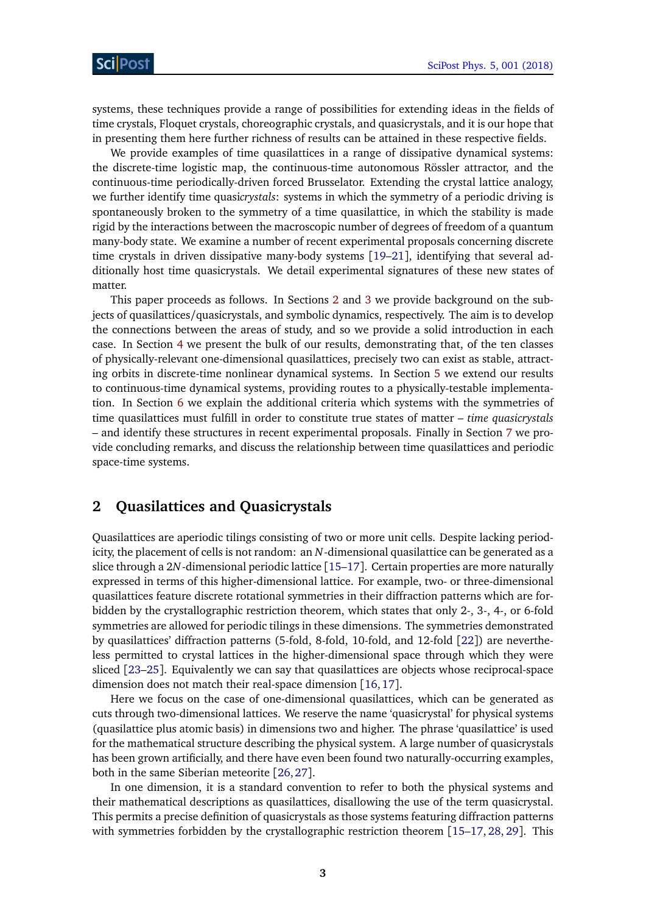systems, these techniques provide a range of possibilities for extending ideas in the fields of time crystals, Floquet crystals, choreographic crystals, and quasicrystals, and it is our hope that in presenting them here further richness of results can be attained in these respective fields.

We provide examples of time quasilattices in a range of dissipative dynamical systems: the discrete-time logistic map, the continuous-time autonomous Rössler attractor, and the continuous-time periodically-driven forced Brusselator. Extending the crystal lattice analogy, we further identify time quasi*crystals*: systems in which the symmetry of a periodic driving is spontaneously broken to the symmetry of a time quasilattice, in which the stability is made rigid by the interactions between the macroscopic number of degrees of freedom of a quantum many-body state. We examine a number of recent experimental proposals concerning discrete time crystals in driven dissipative many-body systems [19–21], identifying that several additionally host time quasicrystals. We detail experimental signatures of these new states of matter.

This paper proceeds as follows. In Sections 2 and 3 we provide background on the subjects of quasilattices/quasicrystals, and symbolic dynamics, respectively. The aim is to develop the connections between the areas of study, and so we provide a solid introduction in each case. In Section 4 we present the bulk of our results, demonstrating that, of the ten classes of physically-relevant one-dimensional quasilattices, precisely two can exist as stable, attracting orbits in discrete-time nonlinear dynamical systems. In Section 5 we extend our results to continuous-time dynamical systems, providing routes to a physically-testable implementation. In Section 6 we explain the additional criteria which systems with the symmetries of time quasilattices must fulfill in order to constitute true states of matter – *time quasicrystals* – and identify these structures in recent experimental proposals. Finally in Section 7 we provide concluding remarks, and discuss the relationship between time quasilattices and periodic space-time systems.

## 2 Quasilattices and Quasicrystals

Quasilattices are aperiodic tilings consisting of two or more unit cells. Despite lacking periodicity, the placement of cells is not random: an $N$-dimensional quasilattice can be generated as a slice through a $2N$-dimensional periodic lattice [15–17]. Certain properties are more naturally expressed in terms of this higher-dimensional lattice. For example, two- or three-dimensional quasilattices feature discrete rotational symmetries in their diffraction patterns which are forbidden by the crystallographic restriction theorem, which states that only 2-, 3-, 4-, or 6-fold symmetries are allowed for periodic tilings in these dimensions. The symmetries demonstrated by quasilattices' diffraction patterns (5-fold, 8-fold, 10-fold, and 12-fold [22]) are nevertheless permitted to crystal lattices in the higher-dimensional space through which they were sliced [23–25]. Equivalently we can say that quasilattices are objects whose reciprocal-space dimension does not match their real-space dimension [16, 17].

Here we focus on the case of one-dimensional quasilattices, which can be generated as cuts through two-dimensional lattices. We reserve the name 'quasicrystal' for physical systems (quasilattice plus atomic basis) in dimensions two and higher. The phrase 'quasilattice' is used for the mathematical structure describing the physical system. A large number of quasicrystals has been grown artificially, and there have even been found two naturally-occurring examples, both in the same Siberian meteorite [26, 27].

In one dimension, it is a standard convention to refer to both the physical systems and their mathematical descriptions as quasilattices, disallowing the use of the term quasicrystal. This permits a precise definition of quasicrystals as those systems featuring diffraction patterns with symmetries forbidden by the crystallographic restriction theorem [15–17, 28, 29]. This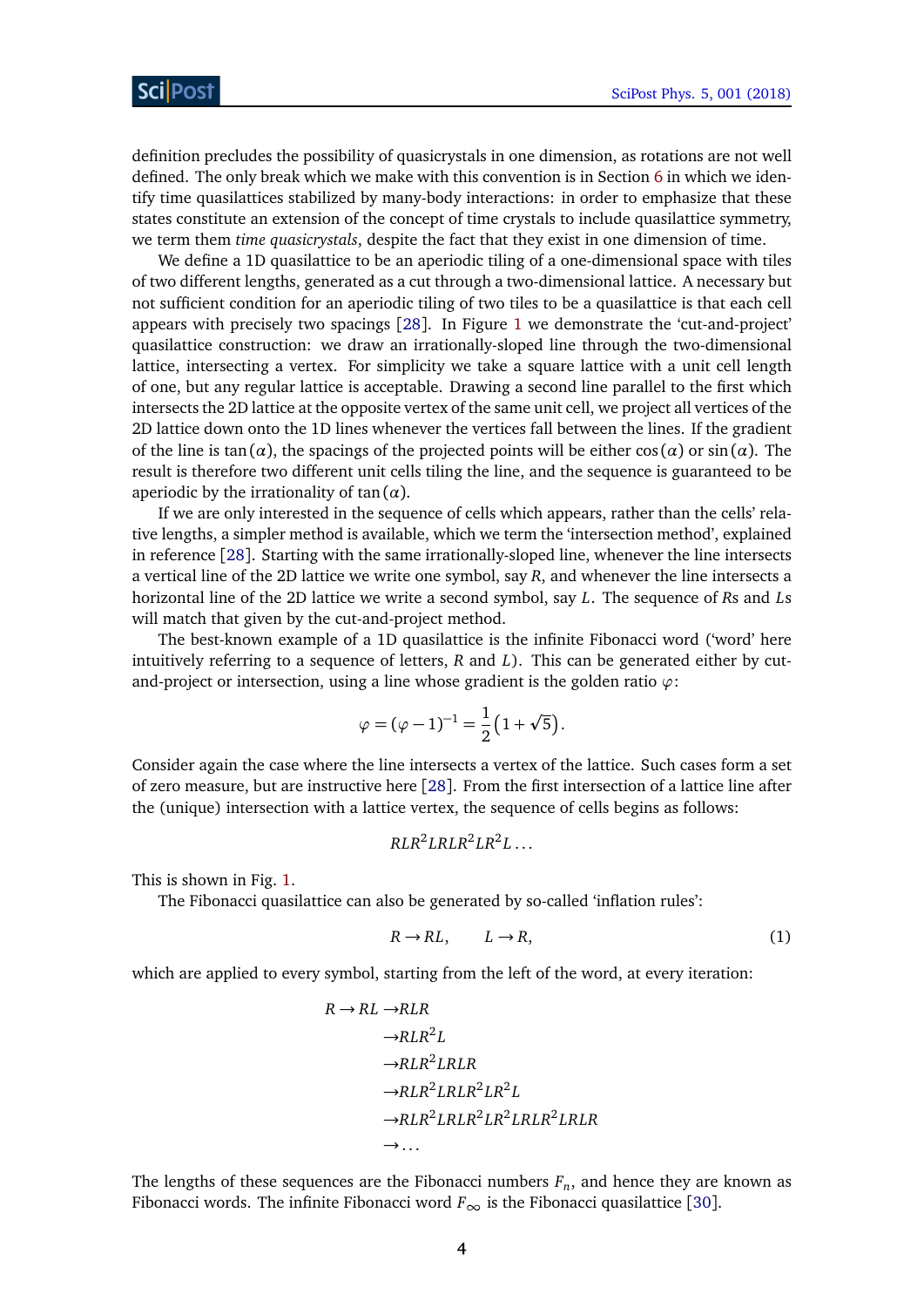definition precludes the possibility of quasicrystals in one dimension, as rotations are not well defined. The only break which we make with this convention is in Section 6 in which we identify time quasilattices stabilized by many-body interactions: in order to emphasize that these states constitute an extension of the concept of time crystals to include quasilattice symmetry, we term them *time quasicrystals*, despite the fact that they exist in one dimension of time.

We define a 1D quasilattice to be an aperiodic tiling of a one-dimensional space with tiles of two different lengths, generated as a cut through a two-dimensional lattice. A necessary but not sufficient condition for an aperiodic tiling of two tiles to be a quasilattice is that each cell appears with precisely two spacings [28]. In Figure 1 we demonstrate the 'cut-and-project' quasilattice construction: we draw an irrationally-sloped line through the two-dimensional lattice, intersecting a vertex. For simplicity we take a square lattice with a unit cell length of one, but any regular lattice is acceptable. Drawing a second line parallel to the first which intersects the 2D lattice at the opposite vertex of the same unit cell, we project all vertices of the 2D lattice down onto the 1D lines whenever the vertices fall between the lines. If the gradient of the line is $\tan(\alpha)$, the spacings of the projected points will be either $\cos(\alpha)$ or $\sin(\alpha)$. The result is therefore two different unit cells tiling the line, and the sequence is guaranteed to be aperiodic by the irrationality of $\tan(\alpha)$.

If we are only interested in the sequence of cells which appears, rather than the cells' relative lengths, a simpler method is available, which we term the 'intersection method', explained in reference [28]. Starting with the same irrationally-sloped line, whenever the line intersects a vertical line of the 2D lattice we write one symbol, say $R$, and whenever the line intersects a horizontal line of the 2D lattice we write a second symbol, say $L$. The sequence of $R$s and $L$s will match that given by the cut-and-project method.

The best-known example of a 1D quasilattice is the infinite Fibonacci word ('word' here intuitively referring to a sequence of letters, $R$ and $L$). This can be generated either by cut-and-project or intersection, using a line whose gradient is the golden ratio $\varphi$:

$$\varphi = (\varphi - 1)^{-1} = \frac{1}{2}\left(1 + \sqrt{5}\right).$$

Consider again the case where the line intersects a vertex of the lattice. Such cases form a set of zero measure, but are instructive here [28]. From the first intersection of a lattice line after the (unique) intersection with a lattice vertex, the sequence of cells begins as follows:

$$RLR^2LRLR^2LR^2L\ldots$$

This is shown in Fig. 1.

The Fibonacci quasilattice can also be generated by so-called 'inflation rules':

$$R \to RL, \qquad L \to R, \tag{1}$$

which are applied to every symbol, starting from the left of the word, at every iteration:

$$
\begin{aligned}
R \to RL &\to RLR \\
&\to RLR^2L \\
&\to RLR^2LRLR \\
&\to RLR^2LRLR^2LR^2L \\
&\to RLR^2LRLR^2LR^2LRLR^2LRLR \\
&\to \ldots
\end{aligned}
$$

The lengths of these sequences are the Fibonacci numbers $F_n$, and hence they are known as Fibonacci words. The infinite Fibonacci word $F_\infty$ is the Fibonacci quasilattice [30].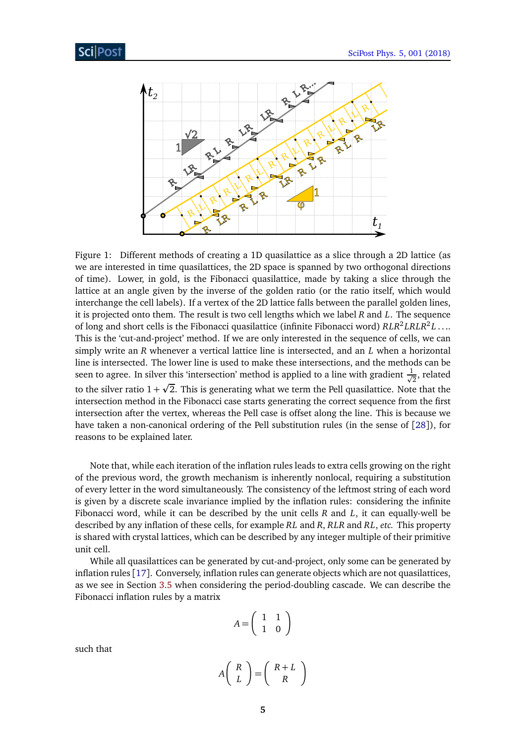Figure 1: Different methods of creating a 1D quasilattice as a slice through a 2D lattice (as we are interested in time quasilattices, the 2D space is spanned by two orthogonal directions of time). Lower, in gold, is the Fibonacci quasilattice, made by taking a slice through the lattice at an angle given by the inverse of the golden ratio (or the ratio itself, which would interchange the cell labels). If a vertex of the 2D lattice falls between the parallel golden lines, it is projected onto them. The result is two cell lengths which we label $R$ and $L$. The sequence of long and short cells is the Fibonacci quasilattice (infinite Fibonacci word) $RLR^2LRLR^2L\ldots$. This is the 'cut-and-project' method. If we are only interested in the sequence of cells, we can simply write an $R$ whenever a vertical lattice line is intersected, and an $L$ when a horizontal line is intersected. The lower line is used to make these intersections, and the methods can be seen to agree. In silver this 'intersection' method is applied to a line with gradient $\frac{1}{\sqrt{2}}$, related to the silver ratio $1+\sqrt{2}$. This is generating what we term the Pell quasilattice. Note that the intersection method in the Fibonacci case starts generating the correct sequence from the first intersection after the vertex, whereas the Pell case is offset along the line. This is because we have taken a non-canonical ordering of the Pell substitution rules (in the sense of [28]), for reasons to be explained later.

Note that, while each iteration of the inflation rules leads to extra cells growing on the right of the previous word, the growth mechanism is inherently nonlocal, requiring a substitution of every letter in the word simultaneously. The consistency of the leftmost string of each word is given by a discrete scale invariance implied by the inflation rules: considering the infinite Fibonacci word, while it can be described by the unit cells $R$ and $L$, it can equally-well be described by any inflation of these cells, for example $RL$ and $R$, $RLR$ and $RL$, *etc.* This property is shared with crystal lattices, which can be described by any integer multiple of their primitive unit cell.

While all quasilattices can be generated by cut-and-project, only some can be generated by inflation rules [17]. Conversely, inflation rules can generate objects which are not quasilattices, as we see in Section 3.5 when considering the period-doubling cascade. We can describe the Fibonacci inflation rules by a matrix

$$A = \begin{pmatrix} 1 & 1 \\ 1 & 0 \end{pmatrix}$$

such that

$$A \begin{pmatrix} R \\ L \end{pmatrix} = \begin{pmatrix} R+L \\ R \end{pmatrix}$$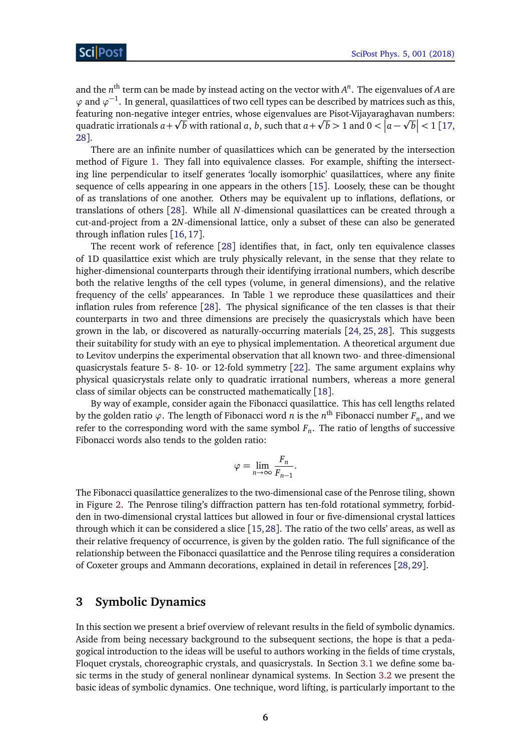and the $n^{\text{th}}$ term can be made by instead acting on the vector with $A^n$. The eigenvalues of $A$ are $\varphi$ and $\varphi^{-1}$. In general, quasilattices of two cell types can be described by matrices such as this, featuring non-negative integer entries, whose eigenvalues are Pisot-Vijayaraghavan numbers: quadratic irrationals $a+\sqrt{b}$ with rational $a$, $b$, such that $a+\sqrt{b}>1$ and $0<\left|a-\sqrt{b}\right|<1$ [17, 28].

There are an infinite number of quasilattices which can be generated by the intersection method of Figure 1. They fall into equivalence classes. For example, shifting the intersecting line perpendicular to itself generates 'locally isomorphic' quasilattices, where any finite sequence of cells appearing in one appears in the others [15]. Loosely, these can be thought of as translations of one another. Others may be equivalent up to inflations, deflations, or translations of others [28]. While all $N$-dimensional quasilattices can be created through a cut-and-project from a $2N$-dimensional lattice, only a subset of these can also be generated through inflation rules [16, 17].

The recent work of reference [28] identifies that, in fact, only ten equivalence classes of 1D quasilattice exist which are truly physically relevant, in the sense that they relate to higher-dimensional counterparts through their identifying irrational numbers, which describe both the relative lengths of the cell types (volume, in general dimensions), and the relative frequency of the cells' appearances. In Table 1 we reproduce these quasilattices and their inflation rules from reference [28]. The physical significance of the ten classes is that their counterparts in two and three dimensions are precisely the quasicrystals which have been grown in the lab, or discovered as naturally-occurring materials [24, 25, 28]. This suggests their suitability for study with an eye to physical implementation. A theoretical argument due to Levitov underpins the experimental observation that all known two- and three-dimensional quasicrystals feature 5- 8- 10- or 12-fold symmetry [22]. The same argument explains why physical quasicrystals relate only to quadratic irrational numbers, whereas a more general class of similar objects can be constructed mathematically [18].

By way of example, consider again the Fibonacci quasilattice. This has cell lengths related by the golden ratio $\varphi$. The length of Fibonacci word $n$ is the $n^{\text{th}}$ Fibonacci number $F_n$, and we refer to the corresponding word with the same symbol $F_n$. The ratio of lengths of successive Fibonacci words also tends to the golden ratio:

$$\varphi = \lim_{n\to\infty} \frac{F_n}{F_{n-1}}.$$

The Fibonacci quasilattice generalizes to the two-dimensional case of the Penrose tiling, shown in Figure 2. The Penrose tiling's diffraction pattern has ten-fold rotational symmetry, forbidden in two-dimensional crystal lattices but allowed in four or five-dimensional crystal lattices through which it can be considered a slice [15, 28]. The ratio of the two cells' areas, as well as their relative frequency of occurrence, is given by the golden ratio. The full significance of the relationship between the Fibonacci quasilattice and the Penrose tiling requires a consideration of Coxeter groups and Ammann decorations, explained in detail in references [28, 29].

## 3 Symbolic Dynamics

In this section we present a brief overview of relevant results in the field of symbolic dynamics. Aside from being necessary background to the subsequent sections, the hope is that a pedagogical introduction to the ideas will be useful to authors working in the fields of time crystals, Floquet crystals, choreographic crystals, and quasicrystals. In Section 3.1 we define some basic terms in the study of general nonlinear dynamical systems. In Section 3.2 we present the basic ideas of symbolic dynamics. One technique, word lifting, is particularly important to the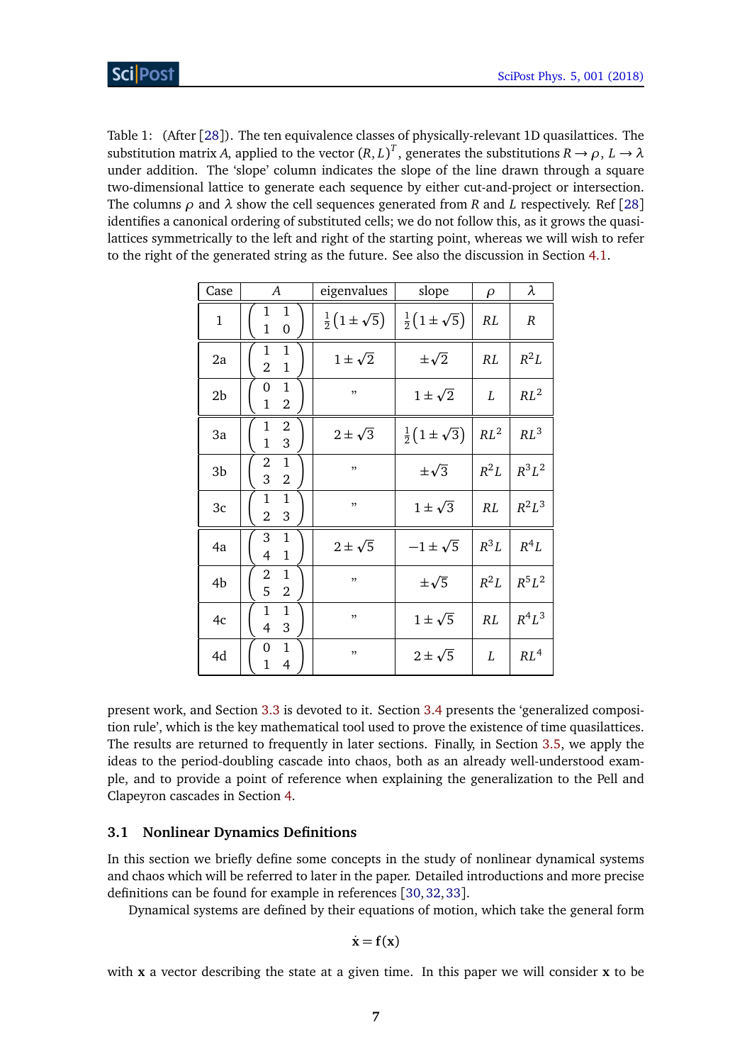Table 1: (After [28]). The ten equivalence classes of physically-relevant 1D quasilattices. The substitution matrix $A$, applied to the vector $(R, L)^T$, generates the substitutions $R \to \rho$, $L \to \lambda$ under addition. The 'slope' column indicates the slope of the line drawn through a square two-dimensional lattice to generate each sequence by either cut-and-project or intersection. The columns $\rho$ and $\lambda$ show the cell sequences generated from $R$ and $L$ respectively. Ref [28] identifies a canonical ordering of substituted cells; we do not follow this, as it grows the quasilattices symmetrically to the left and right of the starting point, whereas we will wish to refer to the right of the generated string as the future. See also the discussion in Section 4.1.

| Case | $A$ | eigenvalues | slope | $\rho$ | $\lambda$ |
|---|---|---|---|---|---|
| 1 | $\begin{pmatrix} 1 & 1 \\ 1 & 0 \end{pmatrix}$ | $\frac{1}{2}\left(1 \pm \sqrt{5}\right)$ | $\frac{1}{2}\left(1 \pm \sqrt{5}\right)$ | $RL$ | $R$ |
| 2a | $\begin{pmatrix} 1 & 1 \\ 2 & 1 \end{pmatrix}$ | $1 \pm \sqrt{2}$ | $\pm\sqrt{2}$ | $RL$ | $R^2L$ |
| 2b | $\begin{pmatrix} 0 & 1 \\ 1 & 2 \end{pmatrix}$ | " | $1 \pm \sqrt{2}$ | $L$ | $RL^2$ |
| 3a | $\begin{pmatrix} 1 & 2 \\ 1 & 3 \end{pmatrix}$ | $2 \pm \sqrt{3}$ | $\frac{1}{2}\left(1 \pm \sqrt{3}\right)$ | $RL^2$ | $RL^3$ |
| 3b | $\begin{pmatrix} 2 & 1 \\ 3 & 2 \end{pmatrix}$ | " | $\pm\sqrt{3}$ | $R^2L$ | $R^3L^2$ |
| 3c | $\begin{pmatrix} 1 & 1 \\ 2 & 3 \end{pmatrix}$ | " | $1 \pm \sqrt{3}$ | $RL$ | $R^2L^3$ |
| 4a | $\begin{pmatrix} 3 & 1 \\ 4 & 1 \end{pmatrix}$ | $2 \pm \sqrt{5}$ | $-1 \pm \sqrt{5}$ | $R^3L$ | $R^4L$ |
| 4b | $\begin{pmatrix} 2 & 1 \\ 5 & 2 \end{pmatrix}$ | " | $\pm\sqrt{5}$ | $R^2L$ | $R^5L^2$ |
| 4c | $\begin{pmatrix} 1 & 1 \\ 4 & 3 \end{pmatrix}$ | " | $1 \pm \sqrt{5}$ | $RL$ | $R^4L^3$ |
| 4d | $\begin{pmatrix} 0 & 1 \\ 1 & 4 \end{pmatrix}$ | " | $2 \pm \sqrt{5}$ | $L$ | $RL^4$ |

present work, and Section 3.3 is devoted to it. Section 3.4 presents the 'generalized composition rule', which is the key mathematical tool used to prove the existence of time quasilattices. The results are returned to frequently in later sections. Finally, in Section 3.5, we apply the ideas to the period-doubling cascade into chaos, both as an already well-understood example, and to provide a point of reference when explaining the generalization to the Pell and Clapeyron cascades in Section 4.

### 3.1 Nonlinear Dynamics Definitions

In this section we briefly define some concepts in the study of nonlinear dynamical systems and chaos which will be referred to later in the paper. Detailed introductions and more precise definitions can be found for example in references [30, 32, 33].

Dynamical systems are defined by their equations of motion, which take the general form

$$\dot{\mathbf{x}} = \mathbf{f}(\mathbf{x})$$

with $\mathbf{x}$ a vector describing the state at a given time. In this paper we will consider $\mathbf{x}$ to be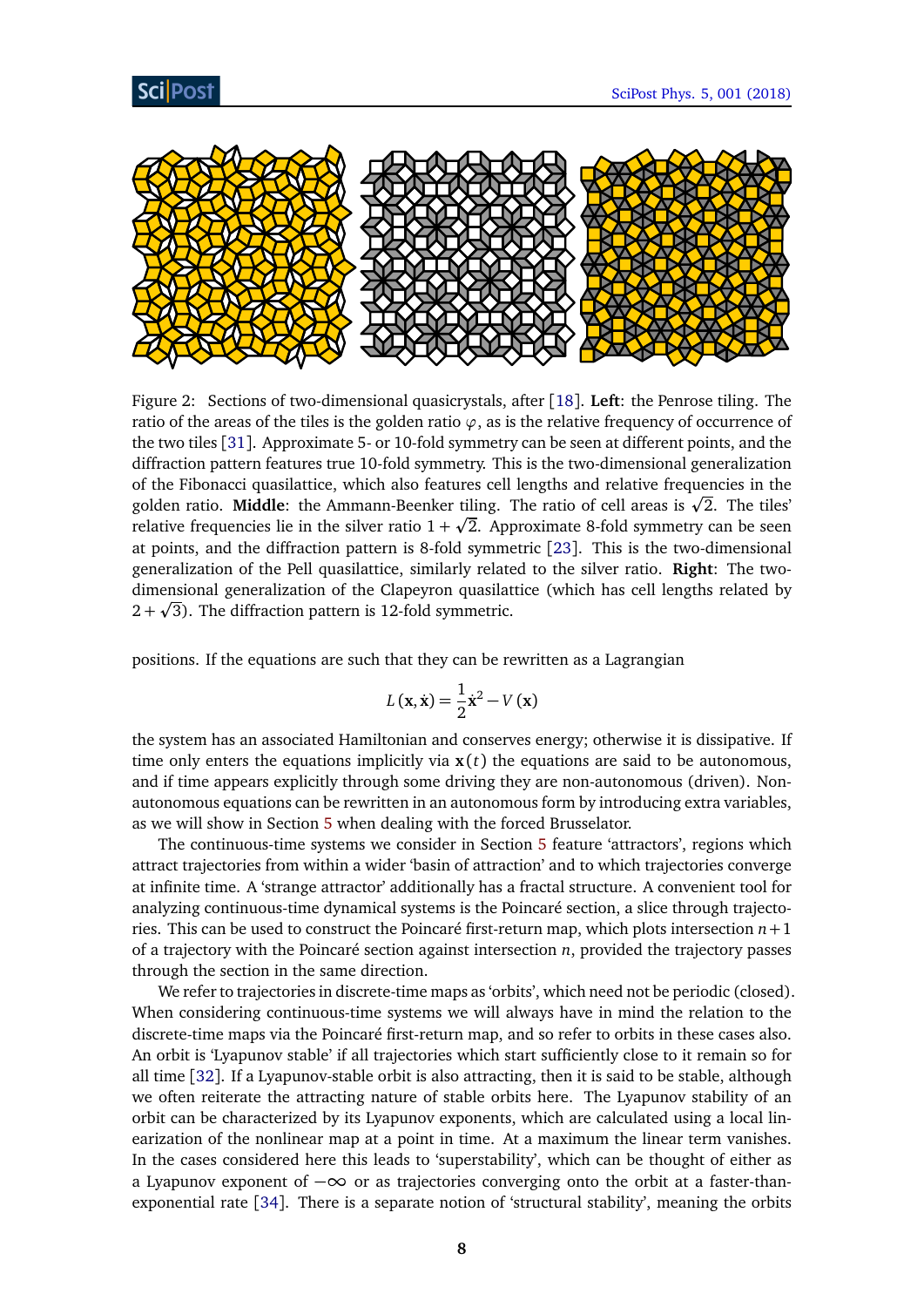Figure 2: Sections of two-dimensional quasicrystals, after [18]. **Left**: the Penrose tiling. The ratio of the areas of the tiles is the golden ratio $\varphi$, as is the relative frequency of occurrence of the two tiles [31]. Approximate 5- or 10-fold symmetry can be seen at different points, and the diffraction pattern features true 10-fold symmetry. This is the two-dimensional generalization of the Fibonacci quasilattice, which also features cell lengths and relative frequencies in the golden ratio. **Middle**: the Ammann-Beenker tiling. The ratio of cell areas is $\sqrt{2}$. The tiles' relative frequencies lie in the silver ratio $1+\sqrt{2}$. Approximate 8-fold symmetry can be seen at points, and the diffraction pattern is 8-fold symmetric [23]. This is the two-dimensional generalization of the Pell quasilattice, similarly related to the silver ratio. **Right**: The two-dimensional generalization of the Clapeyron quasilattice (which has cell lengths related by $2+\sqrt{3}$). The diffraction pattern is 12-fold symmetric.

positions. If the equations are such that they can be rewritten as a Lagrangian

$$L(\mathbf{x}, \dot{\mathbf{x}}) = \frac{1}{2}\dot{\mathbf{x}}^2 - V(\mathbf{x})$$

the system has an associated Hamiltonian and conserves energy; otherwise it is dissipative. If time only enters the equations implicitly via $\mathbf{x}(t)$ the equations are said to be autonomous, and if time appears explicitly through some driving they are non-autonomous (driven). Non-autonomous equations can be rewritten in an autonomous form by introducing extra variables, as we will show in Section 5 when dealing with the forced Brusselator.

The continuous-time systems we consider in Section 5 feature 'attractors', regions which attract trajectories from within a wider 'basin of attraction' and to which trajectories converge at infinite time. A 'strange attractor' additionally has a fractal structure. A convenient tool for analyzing continuous-time dynamical systems is the Poincaré section, a slice through trajectories. This can be used to construct the Poincaré first-return map, which plots intersection $n+1$ of a trajectory with the Poincaré section against intersection $n$, provided the trajectory passes through the section in the same direction.

We refer to trajectories in discrete-time maps as 'orbits', which need not be periodic (closed). When considering continuous-time systems we will always have in mind the relation to the discrete-time maps via the Poincaré first-return map, and so refer to orbits in these cases also. An orbit is 'Lyapunov stable' if all trajectories which start sufficiently close to it remain so for all time [32]. If a Lyapunov-stable orbit is also attracting, then it is said to be stable, although we often reiterate the attracting nature of stable orbits here. The Lyapunov stability of an orbit can be characterized by its Lyapunov exponents, which are calculated using a local linearization of the nonlinear map at a point in time. At a maximum the linear term vanishes. In the cases considered here this leads to 'superstability', which can be thought of either as a Lyapunov exponent of $-\infty$ or as trajectories converging onto the orbit at a faster-than-exponential rate [34]. There is a separate notion of 'structural stability', meaning the orbits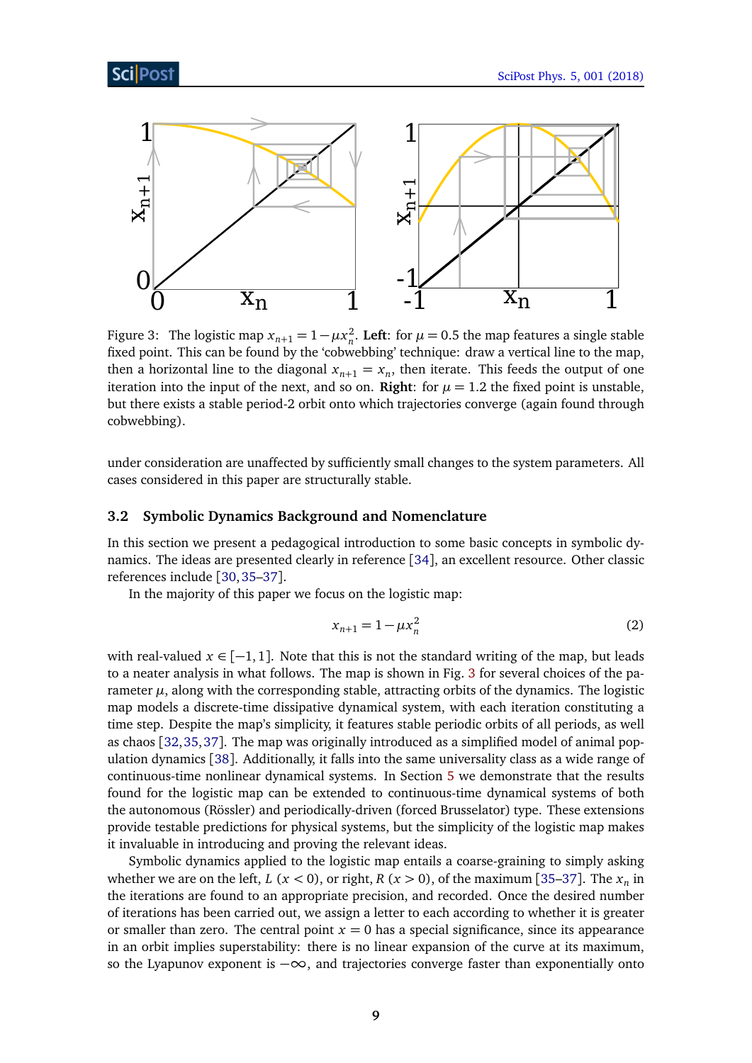Figure 3: The logistic map $x_{n+1} = 1 - \mu x_n^2$. **Left**: for $\mu = 0.5$ the map features a single stable fixed point. This can be found by the 'cobwebbing' technique: draw a vertical line to the map, then a horizontal line to the diagonal $x_{n+1} = x_n$, then iterate. This feeds the output of one iteration into the input of the next, and so on. **Right**: for $\mu = 1.2$ the fixed point is unstable, but there exists a stable period-2 orbit onto which trajectories converge (again found through cobwebbing).

under consideration are unaffected by sufficiently small changes to the system parameters. All cases considered in this paper are structurally stable.

### 3.2 Symbolic Dynamics Background and Nomenclature

In this section we present a pedagogical introduction to some basic concepts in symbolic dynamics. The ideas are presented clearly in reference [34], an excellent resource. Other classic references include [30, 35–37].

In the majority of this paper we focus on the logistic map:

$$x_{n+1} = 1 - \mu x_n^2 \tag{2}$$

with real-valued $x \in [-1, 1]$. Note that this is not the standard writing of the map, but leads to a neater analysis in what follows. The map is shown in Fig. 3 for several choices of the parameter $\mu$, along with the corresponding stable, attracting orbits of the dynamics. The logistic map models a discrete-time dissipative dynamical system, with each iteration constituting a time step. Despite the map's simplicity, it features stable periodic orbits of all periods, as well as chaos [32, 35, 37]. The map was originally introduced as a simplified model of animal population dynamics [38]. Additionally, it falls into the same universality class as a wide range of continuous-time nonlinear dynamical systems. In Section 5 we demonstrate that the results found for the logistic map can be extended to continuous-time dynamical systems of both the autonomous (Rössler) and periodically-driven (forced Brusselator) type. These extensions provide testable predictions for physical systems, but the simplicity of the logistic map makes it invaluable in introducing and proving the relevant ideas.

Symbolic dynamics applied to the logistic map entails a coarse-graining to simply asking whether we are on the left, $L$ ($x < 0$), or right, $R$ ($x > 0$), of the maximum [35–37]. The $x_n$ in the iterations are found to an appropriate precision, and recorded. Once the desired number of iterations has been carried out, we assign a letter to each according to whether it is greater or smaller than zero. The central point $x = 0$ has a special significance, since its appearance in an orbit implies superstability: there is no linear expansion of the curve at its maximum, so the Lyapunov exponent is $-\infty$, and trajectories converge faster than exponentially onto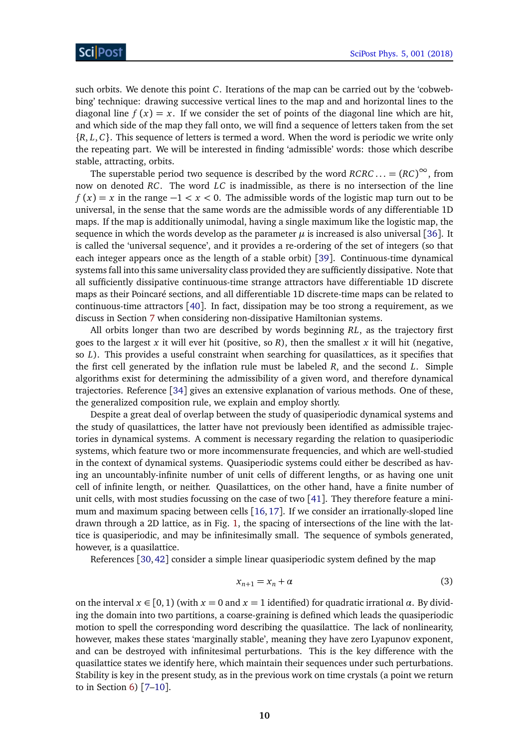such orbits. We denote this point $C$. Iterations of the map can be carried out by the 'cobwebbing' technique: drawing successive vertical lines to the map and and horizontal lines to the diagonal line $f(x) = x$. If we consider the set of points of the diagonal line which are hit, and which side of the map they fall onto, we will find a sequence of letters taken from the set $\{R, L, C\}$. This sequence of letters is termed a word. When the word is periodic we write only the repeating part. We will be interested in finding 'admissible' words: those which describe stable, attracting, orbits.

The superstable period two sequence is described by the word $RCRC \ldots = (RC)^{\infty}$, from now on denoted $RC$. The word $LC$ is inadmissible, as there is no intersection of the line $f(x) = x$ in the range $-1 < x < 0$. The admissible words of the logistic map turn out to be universal, in the sense that the same words are the admissible words of any differentiable 1D maps. If the map is additionally unimodal, having a single maximum like the logistic map, the sequence in which the words develop as the parameter $\mu$ is increased is also universal [36]. It is called the 'universal sequence', and it provides a re-ordering of the set of integers (so that each integer appears once as the length of a stable orbit) [39]. Continuous-time dynamical systems fall into this same universality class provided they are sufficiently dissipative. Note that all sufficiently dissipative continuous-time strange attractors have differentiable 1D discrete maps as their Poincaré sections, and all differentiable 1D discrete-time maps can be related to continuous-time attractors [40]. In fact, dissipation may be too strong a requirement, as we discuss in Section 7 when considering non-dissipative Hamiltonian systems.

All orbits longer than two are described by words beginning $RL$, as the trajectory first goes to the largest $x$ it will ever hit (positive, so $R$), then the smallest $x$ it will hit (negative, so $L$). This provides a useful constraint when searching for quasilattices, as it specifies that the first cell generated by the inflation rule must be labeled $R$, and the second $L$. Simple algorithms exist for determining the admissibility of a given word, and therefore dynamical trajectories. Reference [34] gives an extensive explanation of various methods. One of these, the generalized composition rule, we explain and employ shortly.

Despite a great deal of overlap between the study of quasiperiodic dynamical systems and the study of quasilattices, the latter have not previously been identified as admissible trajectories in dynamical systems. A comment is necessary regarding the relation to quasiperiodic systems, which feature two or more incommensurate frequencies, and which are well-studied in the context of dynamical systems. Quasiperiodic systems could either be described as having an uncountably-infinite number of unit cells of different lengths, or as having one unit cell of infinite length, or neither. Quasilattices, on the other hand, have a finite number of unit cells, with most studies focussing on the case of two [41]. They therefore feature a minimum and maximum spacing between cells [16, 17]. If we consider an irrationally-sloped line drawn through a 2D lattice, as in Fig. 1, the spacing of intersections of the line with the lattice is quasiperiodic, and may be infinitesimally small. The sequence of symbols generated, however, is a quasilattice.

References [30, 42] consider a simple linear quasiperiodic system defined by the map

$$x_{n+1} = x_n + \alpha \tag{3}$$

on the interval $x \in [0, 1)$ (with $x = 0$ and $x = 1$ identified) for quadratic irrational $\alpha$. By dividing the domain into two partitions, a coarse-graining is defined which leads the quasiperiodic motion to spell the corresponding word describing the quasilattice. The lack of nonlinearity, however, makes these states 'marginally stable', meaning they have zero Lyapunov exponent, and can be destroyed with infinitesimal perturbations. This is the key difference with the quasilattice states we identify here, which maintain their sequences under such perturbations. Stability is key in the present study, as in the previous work on time crystals (a point we return to in Section 6) [7–10].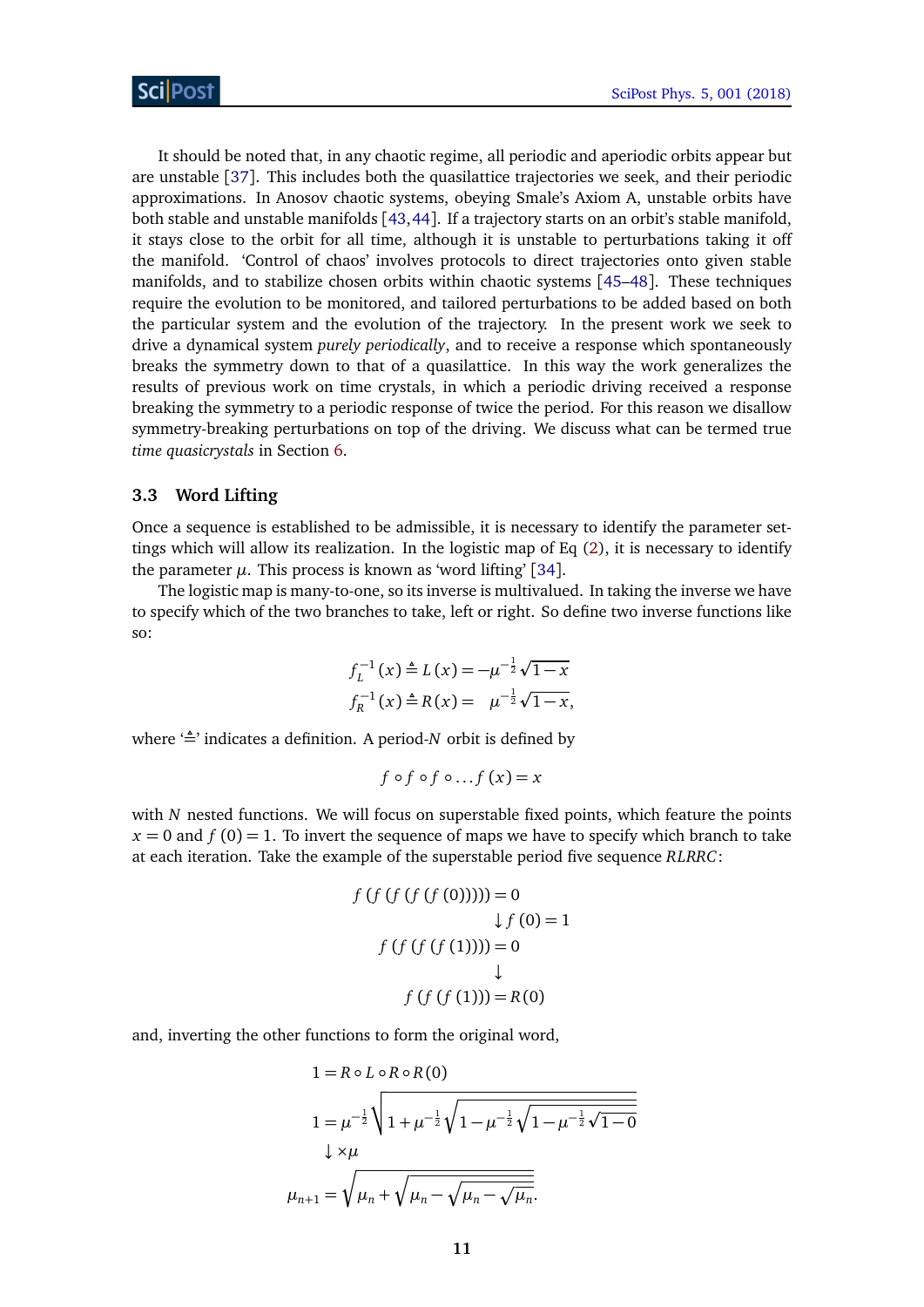It should be noted that, in any chaotic regime, all periodic and aperiodic orbits appear but are unstable [37]. This includes both the quasilattice trajectories we seek, and their periodic approximations. In Anosov chaotic systems, obeying Smale's Axiom A, unstable orbits have both stable and unstable manifolds [43,44]. If a trajectory starts on an orbit's stable manifold, it stays close to the orbit for all time, although it is unstable to perturbations taking it off the manifold. 'Control of chaos' involves protocols to direct trajectories onto given stable manifolds, and to stabilize chosen orbits within chaotic systems [45–48]. These techniques require the evolution to be monitored, and tailored perturbations to be added based on both the particular system and the evolution of the trajectory. In the present work we seek to drive a dynamical system *purely periodically*, and to receive a response which spontaneously breaks the symmetry down to that of a quasilattice. In this way the work generalizes the results of previous work on time crystals, in which a periodic driving received a response breaking the symmetry to a periodic response of twice the period. For this reason we disallow symmetry-breaking perturbations on top of the driving. We discuss what can be termed true *time quasicrystals* in Section 6.

### 3.3 Word Lifting

Once a sequence is established to be admissible, it is necessary to identify the parameter settings which will allow its realization. In the logistic map of Eq (2), it is necessary to identify the parameter $\mu$. This process is known as 'word lifting' [34].

The logistic map is many-to-one, so its inverse is multivalued. In taking the inverse we have to specify which of the two branches to take, left or right. So define two inverse functions like so:

$$
\begin{aligned}
f_L^{-1}(x) &\triangleq L(x) = -\mu^{-\frac{1}{2}}\sqrt{1-x} \\
f_R^{-1}(x) &\triangleq R(x) = \quad \mu^{-\frac{1}{2}}\sqrt{1-x},
\end{aligned}
$$

where '$\triangleq$' indicates a definition. A period-$N$ orbit is defined by

$$
f \circ f \circ f \circ \ldots f(x) = x
$$

with $N$ nested functions. We will focus on superstable fixed points, which feature the points $x = 0$ and $f(0) = 1$. To invert the sequence of maps we have to specify which branch to take at each iteration. Take the example of the superstable period five sequence $RLRRC$:

$$
\begin{aligned}
f(f(f(f(f(0))))) &= 0 \\
&\downarrow f(0) = 1 \\
f(f(f(f(1)))) &= 0 \\
&\downarrow \\
f(f(f(1))) &= R(0)
\end{aligned}
$$

and, inverting the other functions to form the original word,

$$
\begin{aligned}
1 &= R \circ L \circ R \circ R(0) \\
1 &= \mu^{-\frac{1}{2}}\sqrt{1+\mu^{-\frac{1}{2}}\sqrt{1-\mu^{-\frac{1}{2}}\sqrt{1-\mu^{-\frac{1}{2}}\sqrt{1-0}}}} \\
&\downarrow \times\mu \\
\mu_{n+1} &= \sqrt{\mu_n + \sqrt{\mu_n - \sqrt{\mu_n - \sqrt{\mu_n}}}}.
\end{aligned}
$$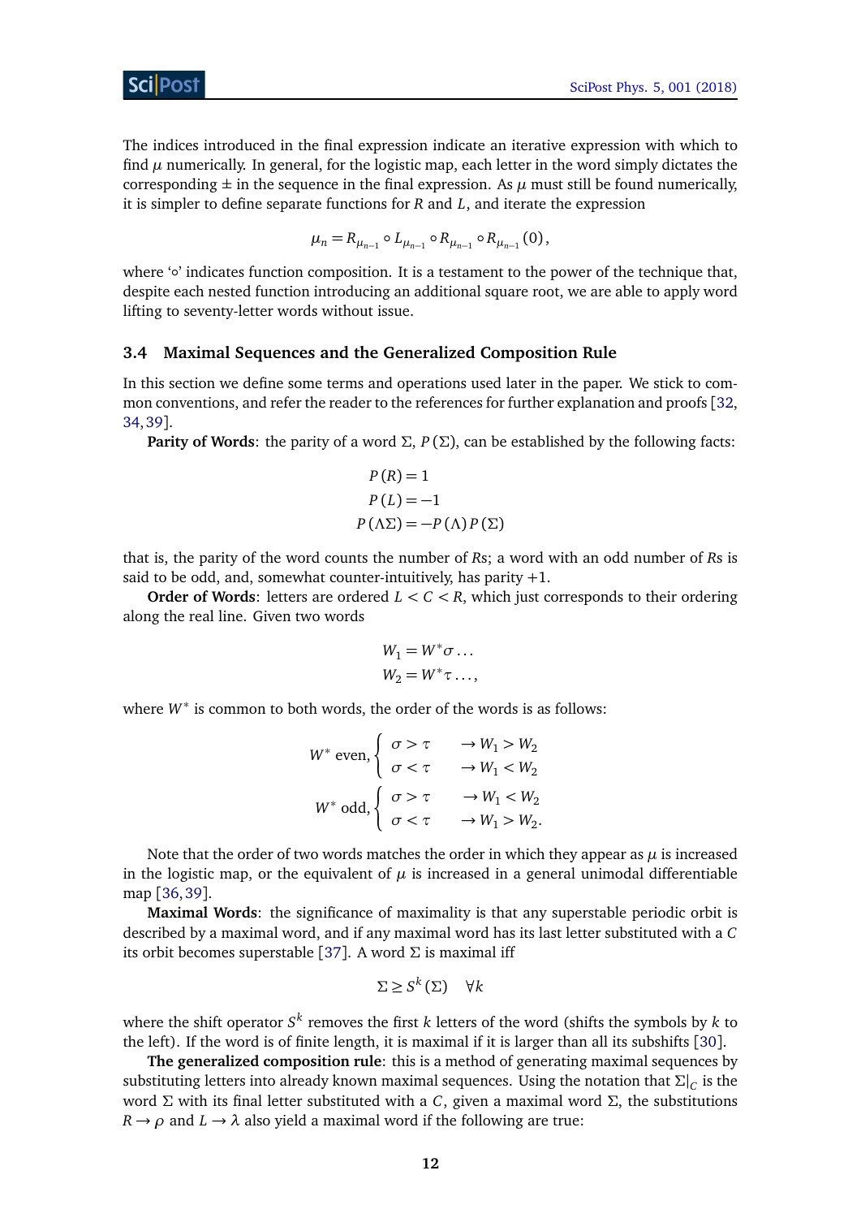The indices introduced in the final expression indicate an iterative expression with which to find $\mu$ numerically. In general, for the logistic map, each letter in the word simply dictates the corresponding $\pm$ in the sequence in the final expression. As $\mu$ must still be found numerically, it is simpler to define separate functions for $R$ and $L$, and iterate the expression

$$\mu_n = R_{\mu_{n-1}} \circ L_{\mu_{n-1}} \circ R_{\mu_{n-1}} \circ R_{\mu_{n-1}} (0),$$

where '$\circ$' indicates function composition. It is a testament to the power of the technique that, despite each nested function introducing an additional square root, we are able to apply word lifting to seventy-letter words without issue.

### 3.4 Maximal Sequences and the Generalized Composition Rule

In this section we define some terms and operations used later in the paper. We stick to common conventions, and refer the reader to the references for further explanation and proofs [32, 34, 39].

**Parity of Words**: the parity of a word $\Sigma$, $P(\Sigma)$, can be established by the following facts:

$$\begin{aligned} P(R) &= 1 \\ P(L) &= -1 \\ P(\Lambda\Sigma) &= -P(\Lambda)P(\Sigma) \end{aligned}$$

that is, the parity of the word counts the number of $R$s; a word with an odd number of $R$s is said to be odd, and, somewhat counter-intuitively, has parity $+1$.

**Order of Words**: letters are ordered $L < C < R$, which just corresponds to their ordering along the real line. Given two words

$$\begin{aligned} W_1 &= W^*\sigma \ldots \\ W_2 &= W^*\tau \ldots, \end{aligned}$$

where $W^*$ is common to both words, the order of the words is as follows:

$$W^* \text{ even}, \begin{cases} \sigma > \tau & \rightarrow W_1 > W_2 \\ \sigma < \tau & \rightarrow W_1 < W_2 \end{cases}$$

$$W^* \text{ odd}, \begin{cases} \sigma > \tau & \rightarrow W_1 < W_2 \\ \sigma < \tau & \rightarrow W_1 > W_2. \end{cases}$$

Note that the order of two words matches the order in which they appear as $\mu$ is increased in the logistic map, or the equivalent of $\mu$ is increased in a general unimodal differentiable map [36, 39].

**Maximal Words**: the significance of maximality is that any superstable periodic orbit is described by a maximal word, and if any maximal word has its last letter substituted with a $C$ its orbit becomes superstable [37]. A word $\Sigma$ is maximal iff

$$\Sigma \geq S^k(\Sigma) \quad \forall k$$

where the shift operator $S^k$ removes the first $k$ letters of the word (shifts the symbols by $k$ to the left). If the word is of finite length, it is maximal if it is larger than all its subshifts [30].

**The generalized composition rule**: this is a method of generating maximal sequences by substituting letters into already known maximal sequences. Using the notation that $\Sigma|_C$ is the word $\Sigma$ with its final letter substituted with a $C$, given a maximal word $\Sigma$, the substitutions $R \rightarrow \rho$ and $L \rightarrow \lambda$ also yield a maximal word if the following are true: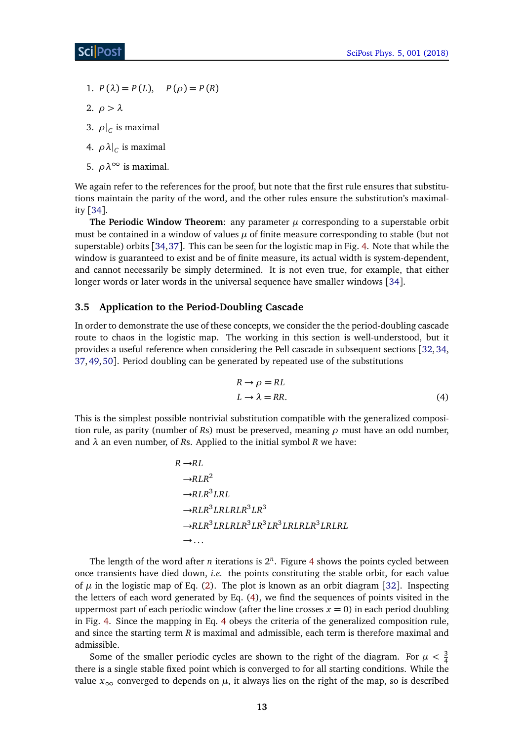1. $P(\lambda) = P(L), \quad P(\rho) = P(R)$
2. $\rho > \lambda$
3. $\rho|_C$ is maximal
4. $\rho\lambda|_C$ is maximal
5. $\rho\lambda^\infty$ is maximal.

We again refer to the references for the proof, but note that the first rule ensures that substitutions maintain the parity of the word, and the other rules ensure the substitution's maximality [34].

**The Periodic Window Theorem**: any parameter $\mu$ corresponding to a superstable orbit must be contained in a window of values $\mu$ of finite measure corresponding to stable (but not superstable) orbits [34, 37]. This can be seen for the logistic map in Fig. 4. Note that while the window is guaranteed to exist and be of finite measure, its actual width is system-dependent, and cannot necessarily be simply determined. It is not even true, for example, that either longer words or later words in the universal sequence have smaller windows [34].

### 3.5 Application to the Period-Doubling Cascade

In order to demonstrate the use of these concepts, we consider the the period-doubling cascade route to chaos in the logistic map. The working in this section is well-understood, but it provides a useful reference when considering the Pell cascade in subsequent sections [32, 34, 37, 49, 50]. Period doubling can be generated by repeated use of the substitutions

$$
\begin{aligned}
R &\to \rho = RL \\
L &\to \lambda = RR.
\end{aligned} \tag{4}
$$

This is the simplest possible nontrivial substitution compatible with the generalized composition rule, as parity (number of $R$s) must be preserved, meaning $\rho$ must have an odd number, and $\lambda$ an even number, of $R$s. Applied to the initial symbol $R$ we have:

$$
\begin{aligned}
R \to & RL \\
\to & RLR^2 \\
\to & RLR^3LRL \\
\to & RLR^3LRLRLR^3LR^3 \\
\to & RLR^3LRLRLR^3LR^3LR^3LRLRLR^3LRLRL \\
\to & \dots
\end{aligned}
$$

The length of the word after $n$ iterations is $2^n$. Figure 4 shows the points cycled between once transients have died down, *i.e.* the points constituting the stable orbit, for each value of $\mu$ in the logistic map of Eq. (2). The plot is known as an orbit diagram [32]. Inspecting the letters of each word generated by Eq. (4), we find the sequences of points visited in the uppermost part of each periodic window (after the line crosses $x = 0$) in each period doubling in Fig. 4. Since the mapping in Eq. 4 obeys the criteria of the generalized composition rule, and since the starting term $R$ is maximal and admissible, each term is therefore maximal and admissible.

Some of the smaller periodic cycles are shown to the right of the diagram. For $\mu < \frac{3}{4}$ there is a single stable fixed point which is converged to for all starting conditions. While the value $x_\infty$ converged to depends on $\mu$, it always lies on the right of the map, so is described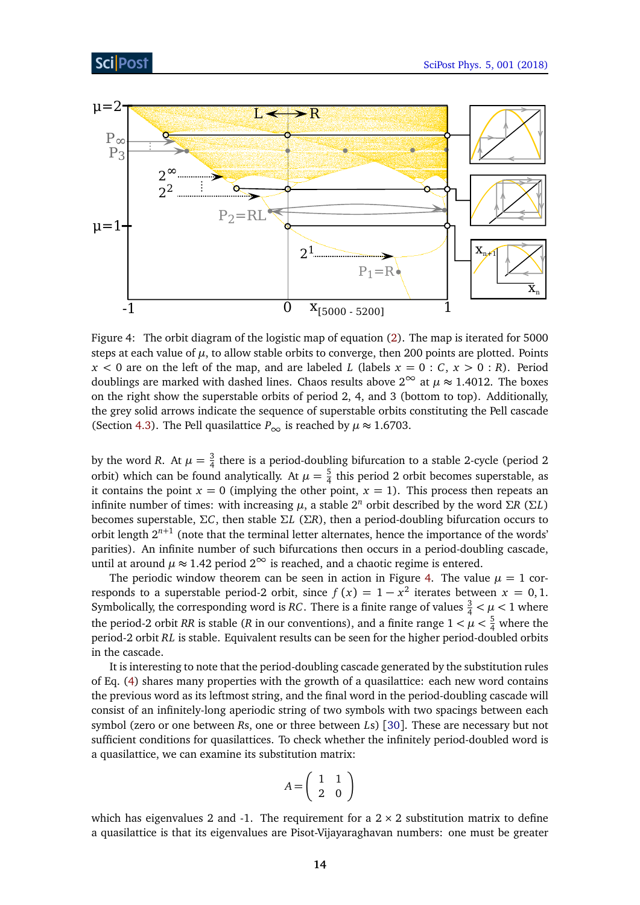Figure 4: The orbit diagram of the logistic map of equation (2). The map is iterated for 5000 steps at each value of $\mu$, to allow stable orbits to converge, then 200 points are plotted. Points $x < 0$ are on the left of the map, and are labeled $L$ (labels $x = 0 : C$, $x > 0 : R$). Period doublings are marked with dashed lines. Chaos results above $2^\infty$ at $\mu \approx 1.4012$. The boxes on the right show the superstable orbits of period 2, 4, and 3 (bottom to top). Additionally, the grey solid arrows indicate the sequence of superstable orbits constituting the Pell cascade (Section 4.3). The Pell quasilattice $P_\infty$ is reached by $\mu \approx 1.6703$.

by the word $R$. At $\mu = \frac{3}{4}$ there is a period-doubling bifurcation to a stable 2-cycle (period 2 orbit) which can be found analytically. At $\mu = \frac{5}{4}$ this period 2 orbit becomes superstable, as it contains the point $x = 0$ (implying the other point, $x = 1$). This process then repeats an infinite number of times: with increasing $\mu$, a stable $2^n$ orbit described by the word $\Sigma R$ ($\Sigma L$) becomes superstable, $\Sigma C$, then stable $\Sigma L$ ($\Sigma R$), then a period-doubling bifurcation occurs to orbit length $2^{n+1}$ (note that the terminal letter alternates, hence the importance of the words' parities). An infinite number of such bifurcations then occurs in a period-doubling cascade, until at around $\mu \approx 1.42$ period $2^\infty$ is reached, and a chaotic regime is entered.

The periodic window theorem can be seen in action in Figure 4. The value $\mu = 1$ corresponds to a superstable period-2 orbit, since $f(x) = 1 - x^2$ iterates between $x = 0, 1$. Symbolically, the corresponding word is $RC$. There is a finite range of values $\frac{3}{4} < \mu < 1$ where the period-2 orbit $RR$ is stable ($R$ in our conventions), and a finite range $1 < \mu < \frac{5}{4}$ where the period-2 orbit $RL$ is stable. Equivalent results can be seen for the higher period-doubled orbits in the cascade.

It is interesting to note that the period-doubling cascade generated by the substitution rules of Eq. (4) shares many properties with the growth of a quasilattice: each new word contains the previous word as its leftmost string, and the final word in the period-doubling cascade will consist of an infinitely-long aperiodic string of two symbols with two spacings between each symbol (zero or one between $R$s, one or three between $L$s) [30]. These are necessary but not sufficient conditions for quasilattices. To check whether the infinitely period-doubled word is a quasilattice, we can examine its substitution matrix:

$$A = \begin{pmatrix} 1 & 1 \\ 2 & 0 \end{pmatrix}$$

which has eigenvalues 2 and -1. The requirement for a $2 \times 2$ substitution matrix to define a quasilattice is that its eigenvalues are Pisot-Vijayaraghavan numbers: one must be greater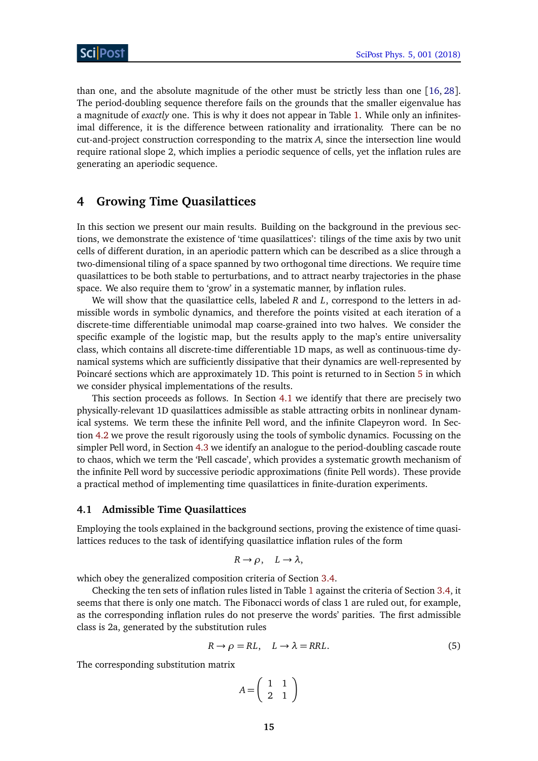than one, and the absolute magnitude of the other must be strictly less than one [16, 28]. The period-doubling sequence therefore fails on the grounds that the smaller eigenvalue has a magnitude of *exactly* one. This is why it does not appear in Table 1. While only an infinitesimal difference, it is the difference between rationality and irrationality. There can be no cut-and-project construction corresponding to the matrix $A$, since the intersection line would require rational slope 2, which implies a periodic sequence of cells, yet the inflation rules are generating an aperiodic sequence.

# 4 Growing Time Quasilattices

In this section we present our main results. Building on the background in the previous sections, we demonstrate the existence of 'time quasilattices': tilings of the time axis by two unit cells of different duration, in an aperiodic pattern which can be described as a slice through a two-dimensional tiling of a space spanned by two orthogonal time directions. We require time quasilattices to be both stable to perturbations, and to attract nearby trajectories in the phase space. We also require them to 'grow' in a systematic manner, by inflation rules.

We will show that the quasilattice cells, labeled $R$ and $L$, correspond to the letters in admissible words in symbolic dynamics, and therefore the points visited at each iteration of a discrete-time differentiable unimodal map coarse-grained into two halves. We consider the specific example of the logistic map, but the results apply to the map's entire universality class, which contains all discrete-time differentiable 1D maps, as well as continuous-time dynamical systems which are sufficiently dissipative that their dynamics are well-represented by Poincaré sections which are approximately 1D. This point is returned to in Section 5 in which we consider physical implementations of the results.

This section proceeds as follows. In Section 4.1 we identify that there are precisely two physically-relevant 1D quasilattices admissible as stable attracting orbits in nonlinear dynamical systems. We term these the infinite Pell word, and the infinite Clapeyron word. In Section 4.2 we prove the result rigorously using the tools of symbolic dynamics. Focussing on the simpler Pell word, in Section 4.3 we identify an analogue to the period-doubling cascade route to chaos, which we term the 'Pell cascade', which provides a systematic growth mechanism of the infinite Pell word by successive periodic approximations (finite Pell words). These provide a practical method of implementing time quasilattices in finite-duration experiments.

## 4.1 Admissible Time Quasilattices

Employing the tools explained in the background sections, proving the existence of time quasilattices reduces to the task of identifying quasilattice inflation rules of the form

$$R \to \rho, \quad L \to \lambda,$$

which obey the generalized composition criteria of Section 3.4.

Checking the ten sets of inflation rules listed in Table 1 against the criteria of Section 3.4, it seems that there is only one match. The Fibonacci words of class 1 are ruled out, for example, as the corresponding inflation rules do not preserve the words' parities. The first admissible class is 2a, generated by the substitution rules

$$R \to \rho = RL, \quad L \to \lambda = RRL. \tag{5}$$

The corresponding substitution matrix

$$A = \begin{pmatrix} 1 & 1 \\ 2 & 1 \end{pmatrix}$$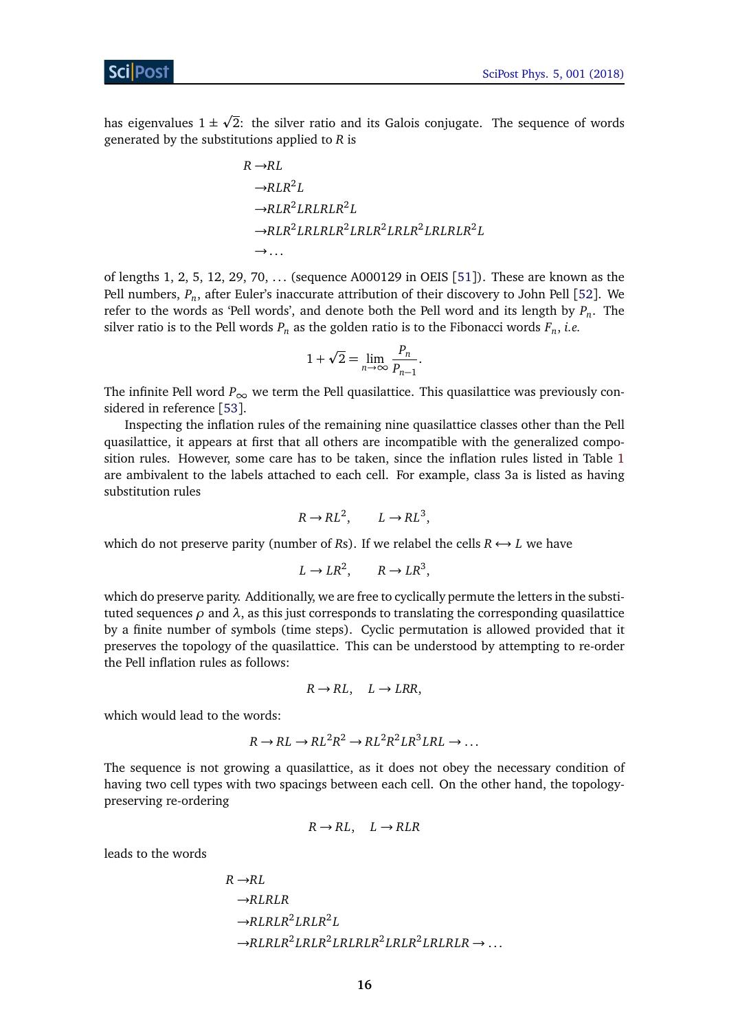has eigenvalues $1 \pm \sqrt{2}$: the silver ratio and its Galois conjugate. The sequence of words generated by the substitutions applied to $R$ is

$$
\begin{aligned}
R \to & RL \\
\to & RLR^2L \\
\to & RLR^2LRLRLR^2L \\
\to & RLR^2LRLRLR^2LRLR^2LRLR^2LRLRLR^2L \\
\to & \ldots
\end{aligned}
$$

of lengths 1, 2, 5, 12, 29, 70, ... (sequence A000129 in OEIS [51]). These are known as the Pell numbers, $P_n$, after Euler's inaccurate attribution of their discovery to John Pell [52]. We refer to the words as 'Pell words', and denote both the Pell word and its length by $P_n$. The silver ratio is to the Pell words $P_n$ as the golden ratio is to the Fibonacci words $F_n$, *i.e.*

$$
1 + \sqrt{2} = \lim_{n\to\infty} \frac{P_n}{P_{n-1}}.
$$

The infinite Pell word $P_\infty$ we term the Pell quasilattice. This quasilattice was previously considered in reference [53].

Inspecting the inflation rules of the remaining nine quasilattice classes other than the Pell quasilattice, it appears at first that all others are incompatible with the generalized composition rules. However, some care has to be taken, since the inflation rules listed in Table 1 are ambivalent to the labels attached to each cell. For example, class 3a is listed as having substitution rules

$$
R \to RL^2, \qquad L \to RL^3,
$$

which do not preserve parity (number of $R$s). If we relabel the cells $R \longleftrightarrow L$ we have

$$
L \to LR^2, \qquad R \to LR^3,
$$

which do preserve parity. Additionally, we are free to cyclically permute the letters in the substituted sequences $\rho$ and $\lambda$, as this just corresponds to translating the corresponding quasilattice by a finite number of symbols (time steps). Cyclic permutation is allowed provided that it preserves the topology of the quasilattice. This can be understood by attempting to re-order the Pell inflation rules as follows:

$$
R \to RL, \quad L \to LRR,
$$

which would lead to the words:

$$
R \to RL \to RL^2R^2 \to RL^2R^2LR^3LRL \to \ldots
$$

The sequence is not growing a quasilattice, as it does not obey the necessary condition of having two cell types with two spacings between each cell. On the other hand, the topology-preserving re-ordering

$$
R \to RL, \quad L \to RLR
$$

leads to the words

$$
\begin{aligned}
R \to & RL \\
\to & RLRLR \\
\to & RLRLR^2LRLR^2L \\
\to & RLRLR^2LRLR^2LRLRLR^2LRLR^2LRLRLR \to \ldots
\end{aligned}
$$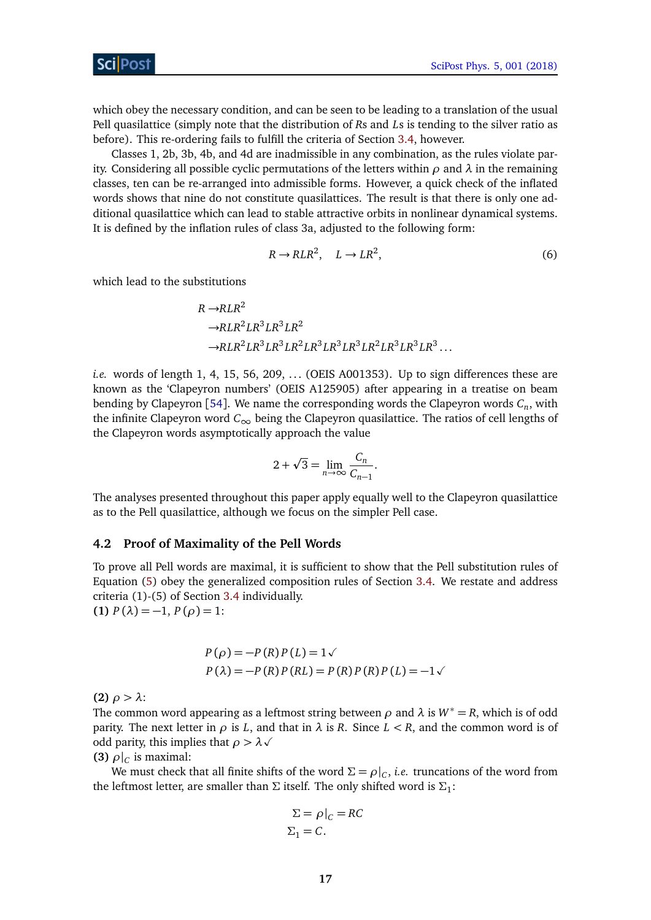which obey the necessary condition, and can be seen to be leading to a translation of the usual Pell quasilattice (simply note that the distribution of $R$s and $L$s is tending to the silver ratio as before). This re-ordering fails to fulfill the criteria of Section 3.4, however.

Classes 1, 2b, 3b, 4b, and 4d are inadmissible in any combination, as the rules violate parity. Considering all possible cyclic permutations of the letters within $\rho$ and $\lambda$ in the remaining classes, ten can be re-arranged into admissible forms. However, a quick check of the inflated words shows that nine do not constitute quasilattices. The result is that there is only one additional quasilattice which can lead to stable attractive orbits in nonlinear dynamical systems. It is defined by the inflation rules of class 3a, adjusted to the following form:

$$R \to RLR^2, \quad L \to LR^2, \tag{6}$$

which lead to the substitutions

$$\begin{aligned} R \to & RLR^2 \\ \to & RLR^2LR^3LR^3LR^2 \\ \to & RLR^2LR^3LR^3LR^2LR^3LR^3LR^3LR^2LR^3LR^3LR^3 \ldots \end{aligned}$$

*i.e.* words of length 1, 4, 15, 56, 209, ... (OEIS A001353). Up to sign differences these are known as the 'Clapeyron numbers' (OEIS A125905) after appearing in a treatise on beam bending by Clapeyron [54]. We name the corresponding words the Clapeyron words $C_n$, with the infinite Clapeyron word $C_\infty$ being the Clapeyron quasilattice. The ratios of cell lengths of the Clapeyron words asymptotically approach the value

$$2 + \sqrt{3} = \lim_{n \to \infty} \frac{C_n}{C_{n-1}}.$$

The analyses presented throughout this paper apply equally well to the Clapeyron quasilattice as to the Pell quasilattice, although we focus on the simpler Pell case.

### 4.2 Proof of Maximality of the Pell Words

To prove all Pell words are maximal, it is sufficient to show that the Pell substitution rules of Equation (5) obey the generalized composition rules of Section 3.4. We restate and address criteria (1)-(5) of Section 3.4 individually.

**(1)** $P(\lambda) = -1$, $P(\rho) = 1$:

$$\begin{aligned} P(\rho) &= -P(R)P(L) = 1 \checkmark \\ P(\lambda) &= -P(R)P(RL) = P(R)P(R)P(L) = -1 \checkmark \end{aligned}$$

**(2)** $\rho > \lambda$:

The common word appearing as a leftmost string between $\rho$ and $\lambda$ is $W^* = R$, which is of odd parity. The next letter in $\rho$ is $L$, and that in $\lambda$ is $R$. Since $L < R$, and the common word is of odd parity, this implies that $\rho > \lambda \checkmark$

**(3)** $\rho|_C$ is maximal:

We must check that all finite shifts of the word $\Sigma = \rho|_C$, *i.e.* truncations of the word from the leftmost letter, are smaller than $\Sigma$ itself. The only shifted word is $\Sigma_1$:

$$\begin{aligned} \Sigma &= \rho|_C = RC \\ \Sigma_1 &= C. \end{aligned}$$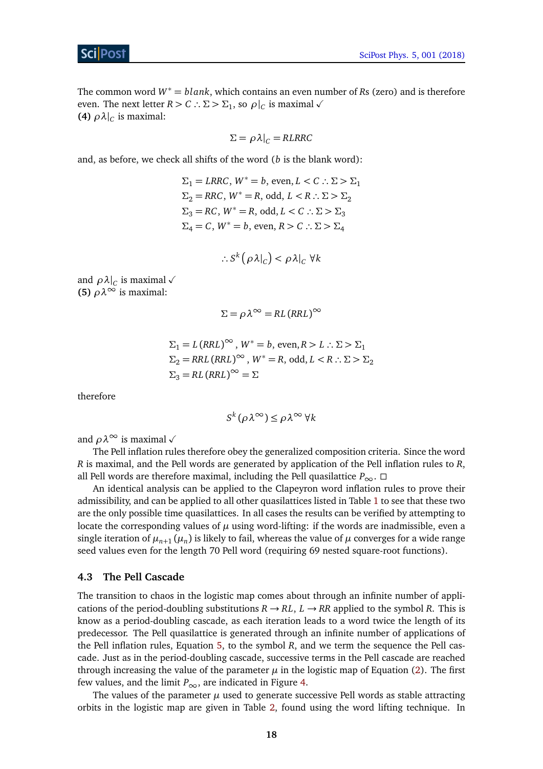The common word $W^* = blank$, which contains an even number of $R$s (zero) and is therefore even. The next letter $R > C \therefore \Sigma > \Sigma_1$, so $\rho|_C$ is maximal ✓

**(4)** $\rho\lambda|_C$ is maximal:

$$\Sigma = \rho\lambda|_C = RLRRC$$

and, as before, we check all shifts of the word ($b$ is the blank word):

$$\begin{aligned}
&\Sigma_1 = LRRC,\ W^* = b,\ \text{even},\ L < C \therefore \Sigma > \Sigma_1\\
&\Sigma_2 = RRC,\ W^* = R,\ \text{odd},\ L < R \therefore \Sigma > \Sigma_2\\
&\Sigma_3 = RC,\ W^* = R,\ \text{odd},\ L < C \therefore \Sigma > \Sigma_3\\
&\Sigma_4 = C,\ W^* = b,\ \text{even},\ R > C \therefore \Sigma > \Sigma_4
\end{aligned}$$

$$\therefore S^k\left(\rho\lambda|_C\right) < \rho\lambda|_C\ \forall k$$

and $\rho\lambda|_C$ is maximal ✓

**(5)** $\rho\lambda^\infty$ is maximal:

$$\Sigma = \rho\lambda^\infty = RL\,(RRL)^\infty$$

$$\begin{aligned}
&\Sigma_1 = L\,(RRL)^\infty,\ W^* = b,\ \text{even}, R > L \therefore \Sigma > \Sigma_1\\
&\Sigma_2 = RRL\,(RRL)^\infty,\ W^* = R,\ \text{odd},\ L < R \therefore \Sigma > \Sigma_2\\
&\Sigma_3 = RL\,(RRL)^\infty = \Sigma
\end{aligned}$$

therefore

$$S^k\left(\rho\lambda^\infty\right) \le \rho\lambda^\infty\ \forall k$$

and $\rho\lambda^\infty$ is maximal ✓

The Pell inflation rules therefore obey the generalized composition criteria. Since the word $R$ is maximal, and the Pell words are generated by application of the Pell inflation rules to $R$, all Pell words are therefore maximal, including the Pell quasilattice $P_\infty$. □

An identical analysis can be applied to the Clapeyron word inflation rules to prove their admissibility, and can be applied to all other quasilattices listed in Table 1 to see that these two are the only possible time quasilattices. In all cases the results can be verified by attempting to locate the corresponding values of $\mu$ using word-lifting: if the words are inadmissible, even a single iteration of $\mu_{n+1}(\mu_n)$ is likely to fail, whereas the value of $\mu$ converges for a wide range seed values even for the length 70 Pell word (requiring 69 nested square-root functions).

### 4.3 The Pell Cascade

The transition to chaos in the logistic map comes about through an infinite number of applications of the period-doubling substitutions $R \to RL$, $L \to RR$ applied to the symbol $R$. This is know as a period-doubling cascade, as each iteration leads to a word twice the length of its predecessor. The Pell quasilattice is generated through an infinite number of applications of the Pell inflation rules, Equation 5, to the symbol $R$, and we term the sequence the Pell cascade. Just as in the period-doubling cascade, successive terms in the Pell cascade are reached through increasing the value of the parameter $\mu$ in the logistic map of Equation (2). The first few values, and the limit $P_\infty$, are indicated in Figure 4.

The values of the parameter $\mu$ used to generate successive Pell words as stable attracting orbits in the logistic map are given in Table 2, found using the word lifting technique. In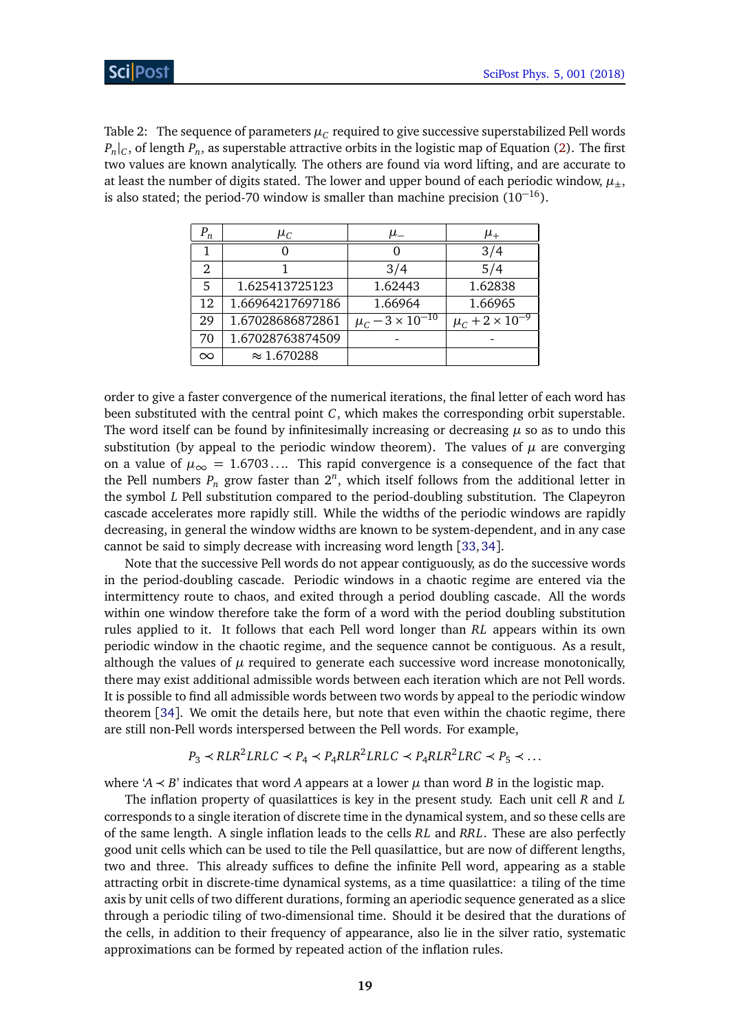Table 2: The sequence of parameters $\mu_C$ required to give successive superstabilized Pell words $P_n|_C$, of length $P_n$, as superstable attractive orbits in the logistic map of Equation (2). The first two values are known analytically. The others are found via word lifting, and are accurate to at least the number of digits stated. The lower and upper bound of each periodic window, $\mu_\pm$, is also stated; the period-70 window is smaller than machine precision ($10^{-16}$).

| $P_n$ | $\mu_C$ | $\mu_-$ | $\mu_+$ |
|---|---|---|---|
| 1 | 0 | 0 | 3/4 |
| 2 | 1 | 3/4 | 5/4 |
| 5 | 1.625413725123 | 1.62443 | 1.62838 |
| 12 | 1.66964217697186 | 1.66964 | 1.66965 |
| 29 | 1.67028686872861 | $\mu_C - 3\times 10^{-10}$ | $\mu_C + 2\times 10^{-9}$ |
| 70 | 1.67028763874509 | - | - |
| $\infty$ | $\approx 1.670288$ | | |

order to give a faster convergence of the numerical iterations, the final letter of each word has been substituted with the central point $C$, which makes the corresponding orbit superstable. The word itself can be found by infinitesimally increasing or decreasing $\mu$ so as to undo this substitution (by appeal to the periodic window theorem). The values of $\mu$ are converging on a value of $\mu_\infty = 1.6703\ldots$. This rapid convergence is a consequence of the fact that the Pell numbers $P_n$ grow faster than $2^n$, which itself follows from the additional letter in the symbol $L$ Pell substitution compared to the period-doubling substitution. The Clapeyron cascade accelerates more rapidly still. While the widths of the periodic windows are rapidly decreasing, in general the window widths are known to be system-dependent, and in any case cannot be said to simply decrease with increasing word length [33, 34].

Note that the successive Pell words do not appear contiguously, as do the successive words in the period-doubling cascade. Periodic windows in a chaotic regime are entered via the intermittency route to chaos, and exited through a period doubling cascade. All the words within one window therefore take the form of a word with the period doubling substitution rules applied to it. It follows that each Pell word longer than $RL$ appears within its own periodic window in the chaotic regime, and the sequence cannot be contiguous. As a result, although the values of $\mu$ required to generate each successive word increase monotonically, there may exist additional admissible words between each iteration which are not Pell words. It is possible to find all admissible words between two words by appeal to the periodic window theorem [34]. We omit the details here, but note that even within the chaotic regime, there are still non-Pell words interspersed between the Pell words. For example,

$$P_3 \prec RLR^2LRLC \prec P_4 \prec P_4RLR^2LRLC \prec P_4RLR^2LRC \prec P_5 \prec \ldots$$

where '$A \prec B$' indicates that word $A$ appears at a lower $\mu$ than word $B$ in the logistic map.

The inflation property of quasilattices is key in the present study. Each unit cell $R$ and $L$ corresponds to a single iteration of discrete time in the dynamical system, and so these cells are of the same length. A single inflation leads to the cells $RL$ and $RRL$. These are also perfectly good unit cells which can be used to tile the Pell quasilattice, but are now of different lengths, two and three. This already suffices to define the infinite Pell word, appearing as a stable attracting orbit in discrete-time dynamical systems, as a time quasilattice: a tiling of the time axis by unit cells of two different durations, forming an aperiodic sequence generated as a slice through a periodic tiling of two-dimensional time. Should it be desired that the durations of the cells, in addition to their frequency of appearance, also lie in the silver ratio, systematic approximations can be formed by repeated action of the inflation rules.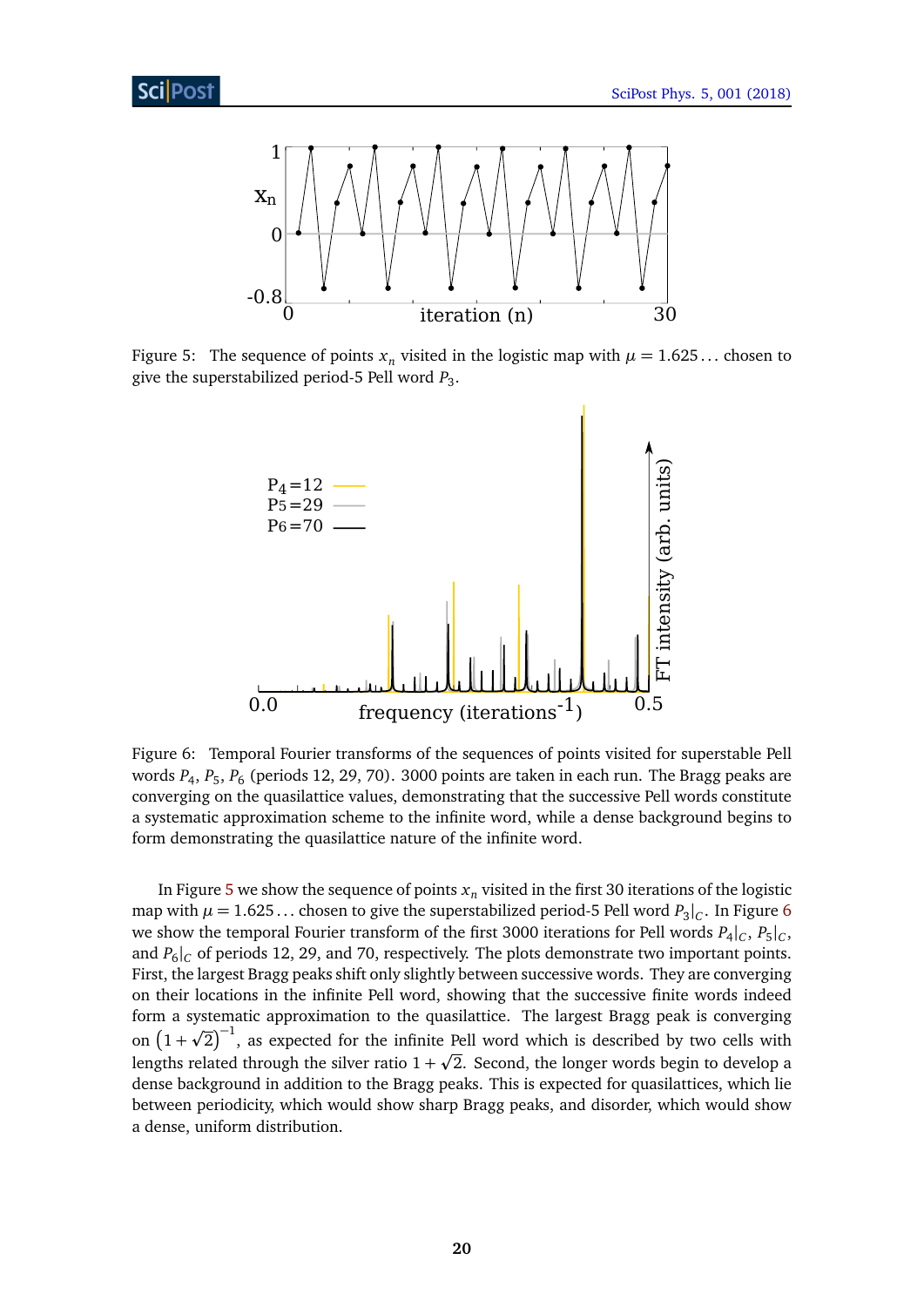Figure 5: The sequence of points $x_n$ visited in the logistic map with $\mu = 1.625\ldots$ chosen to give the superstabilized period-5 Pell word $P_3$.

Figure 6: Temporal Fourier transforms of the sequences of points visited for superstable Pell words $P_4$, $P_5$, $P_6$ (periods 12, 29, 70). 3000 points are taken in each run. The Bragg peaks are converging on the quasilattice values, demonstrating that the successive Pell words constitute a systematic approximation scheme to the infinite word, while a dense background begins to form demonstrating the quasilattice nature of the infinite word.

In Figure 5 we show the sequence of points $x_n$ visited in the first 30 iterations of the logistic map with $\mu = 1.625\ldots$ chosen to give the superstabilized period-5 Pell word $P_3|_C$. In Figure 6 we show the temporal Fourier transform of the first 3000 iterations for Pell words $P_4|_C$, $P_5|_C$, and $P_6|_C$ of periods 12, 29, and 70, respectively. The plots demonstrate two important points. First, the largest Bragg peaks shift only slightly between successive words. They are converging on their locations in the infinite Pell word, showing that the successive finite words indeed form a systematic approximation to the quasilattice. The largest Bragg peak is converging on $\left(1+\sqrt{2}\right)^{-1}$, as expected for the infinite Pell word which is described by two cells with lengths related through the silver ratio $1+\sqrt{2}$. Second, the longer words begin to develop a dense background in addition to the Bragg peaks. This is expected for quasilattices, which lie between periodicity, which would show sharp Bragg peaks, and disorder, which would show a dense, uniform distribution.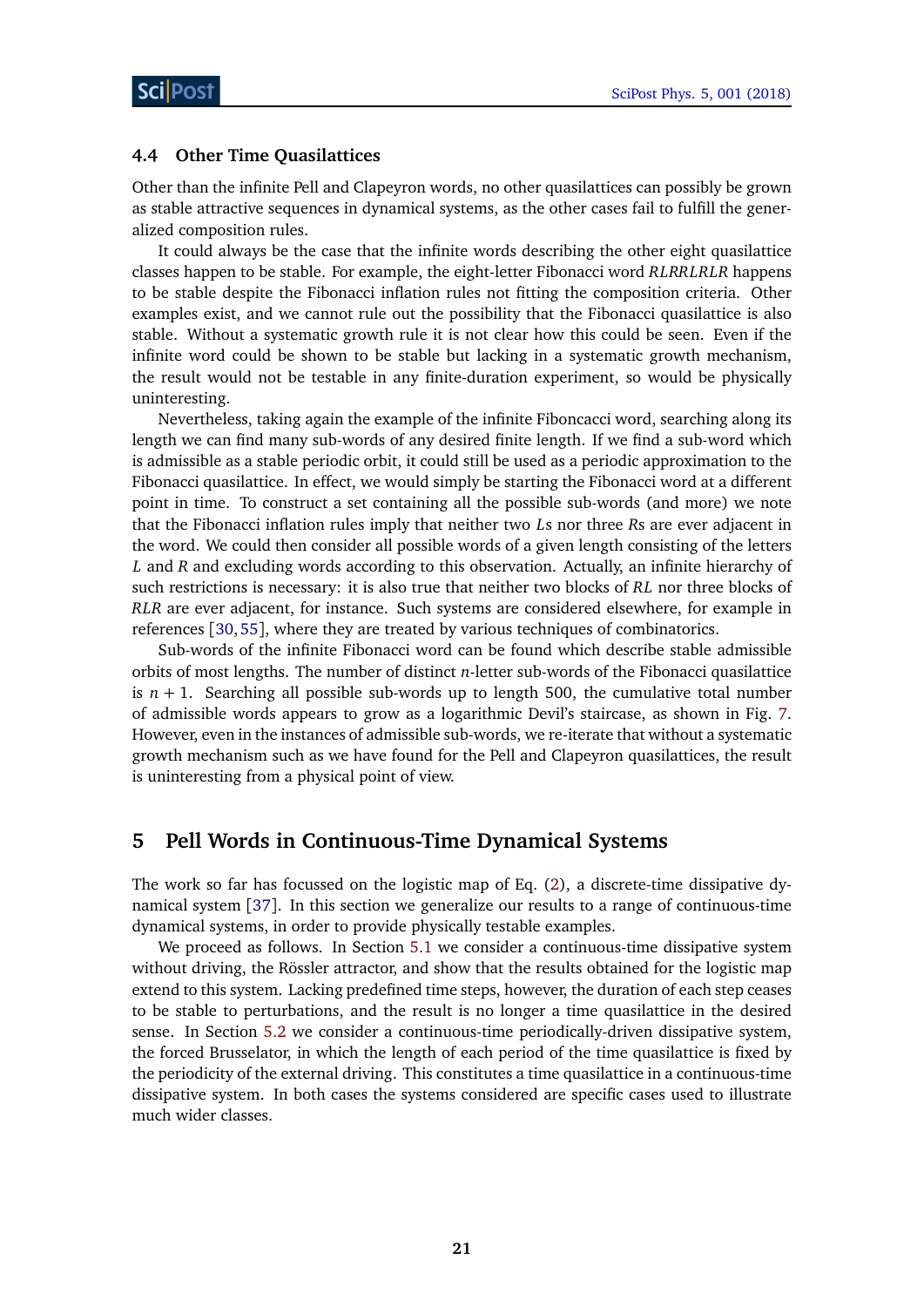### 4.4 Other Time Quasilattices

Other than the infinite Pell and Clapeyron words, no other quasilattices can possibly be grown as stable attractive sequences in dynamical systems, as the other cases fail to fulfill the generalized composition rules.

It could always be the case that the infinite words describing the other eight quasilattice classes happen to be stable. For example, the eight-letter Fibonacci word *RLRRLRLR* happens to be stable despite the Fibonacci inflation rules not fitting the composition criteria. Other examples exist, and we cannot rule out the possibility that the Fibonacci quasilattice is also stable. Without a systematic growth rule it is not clear how this could be seen. Even if the infinite word could be shown to be stable but lacking in a systematic growth mechanism, the result would not be testable in any finite-duration experiment, so would be physically uninteresting.

Nevertheless, taking again the example of the infinite Fiboncacci word, searching along its length we can find many sub-words of any desired finite length. If we find a sub-word which is admissible as a stable periodic orbit, it could still be used as a periodic approximation to the Fibonacci quasilattice. In effect, we would simply be starting the Fibonacci word at a different point in time. To construct a set containing all the possible sub-words (and more) we note that the Fibonacci inflation rules imply that neither two $L$s nor three $R$s are ever adjacent in the word. We could then consider all possible words of a given length consisting of the letters $L$ and $R$ and excluding words according to this observation. Actually, an infinite hierarchy of such restrictions is necessary: it is also true that neither two blocks of $RL$ nor three blocks of $RLR$ are ever adjacent, for instance. Such systems are considered elsewhere, for example in references [30, 55], where they are treated by various techniques of combinatorics.

Sub-words of the infinite Fibonacci word can be found which describe stable admissible orbits of most lengths. The number of distinct $n$-letter sub-words of the Fibonacci quasilattice is $n+1$. Searching all possible sub-words up to length 500, the cumulative total number of admissible words appears to grow as a logarithmic Devil's staircase, as shown in Fig. 7. However, even in the instances of admissible sub-words, we re-iterate that without a systematic growth mechanism such as we have found for the Pell and Clapeyron quasilattices, the result is uninteresting from a physical point of view.

## 5 Pell Words in Continuous-Time Dynamical Systems

The work so far has focussed on the logistic map of Eq. (2), a discrete-time dissipative dynamical system [37]. In this section we generalize our results to a range of continuous-time dynamical systems, in order to provide physically testable examples.

We proceed as follows. In Section 5.1 we consider a continuous-time dissipative system without driving, the Rössler attractor, and show that the results obtained for the logistic map extend to this system. Lacking predefined time steps, however, the duration of each step ceases to be stable to perturbations, and the result is no longer a time quasilattice in the desired sense. In Section 5.2 we consider a continuous-time periodically-driven dissipative system, the forced Brusselator, in which the length of each period of the time quasilattice is fixed by the periodicity of the external driving. This constitutes a time quasilattice in a continuous-time dissipative system. In both cases the systems considered are specific cases used to illustrate much wider classes.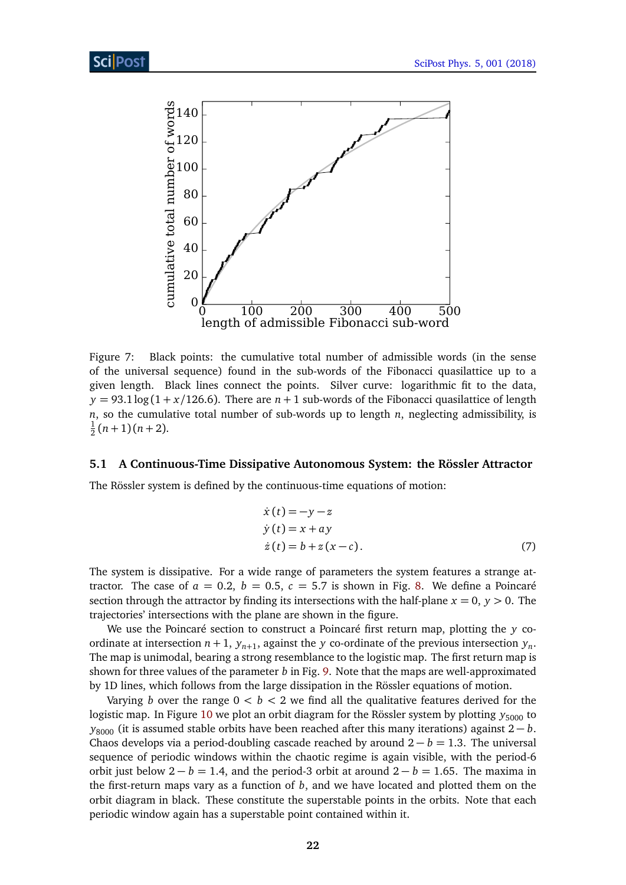Figure 7: Black points: the cumulative total number of admissible words (in the sense of the universal sequence) found in the sub-words of the Fibonacci quasilattice up to a given length. Black lines connect the points. Silver curve: logarithmic fit to the data, $y = 93.1 \log(1 + x/126.6)$. There are $n+1$ sub-words of the Fibonacci quasilattice of length $n$, so the cumulative total number of sub-words up to length $n$, neglecting admissibility, is $\frac{1}{2}(n+1)(n+2)$.

### 5.1 A Continuous-Time Dissipative Autonomous System: the Rössler Attractor

The Rössler system is defined by the continuous-time equations of motion:

$$
\begin{aligned}
\dot{x}(t) &= -y - z \\
\dot{y}(t) &= x + ay \\
\dot{z}(t) &= b + z(x - c).
\end{aligned}
\tag{7}
$$

The system is dissipative. For a wide range of parameters the system features a strange attractor. The case of $a = 0.2$, $b = 0.5$, $c = 5.7$ is shown in Fig. 8. We define a Poincaré section through the attractor by finding its intersections with the half-plane $x = 0$, $y > 0$. The trajectories' intersections with the plane are shown in the figure.

We use the Poincaré section to construct a Poincaré first return map, plotting the $y$ co-ordinate at intersection $n+1$, $y_{n+1}$, against the $y$ co-ordinate of the previous intersection $y_n$. The map is unimodal, bearing a strong resemblance to the logistic map. The first return map is shown for three values of the parameter $b$ in Fig. 9. Note that the maps are well-approximated by 1D lines, which follows from the large dissipation in the Rössler equations of motion.

Varying $b$ over the range $0 < b < 2$ we find all the qualitative features derived for the logistic map. In Figure 10 we plot an orbit diagram for the Rössler system by plotting $y_{5000}$ to $y_{8000}$ (it is assumed stable orbits have been reached after this many iterations) against $2 - b$. Chaos develops via a period-doubling cascade reached by around $2 - b = 1.3$. The universal sequence of periodic windows within the chaotic regime is again visible, with the period-6 orbit just below $2 - b = 1.4$, and the period-3 orbit at around $2 - b = 1.65$. The maxima in the first-return maps vary as a function of $b$, and we have located and plotted them on the orbit diagram in black. These constitute the superstable points in the orbits. Note that each periodic window again has a superstable point contained within it.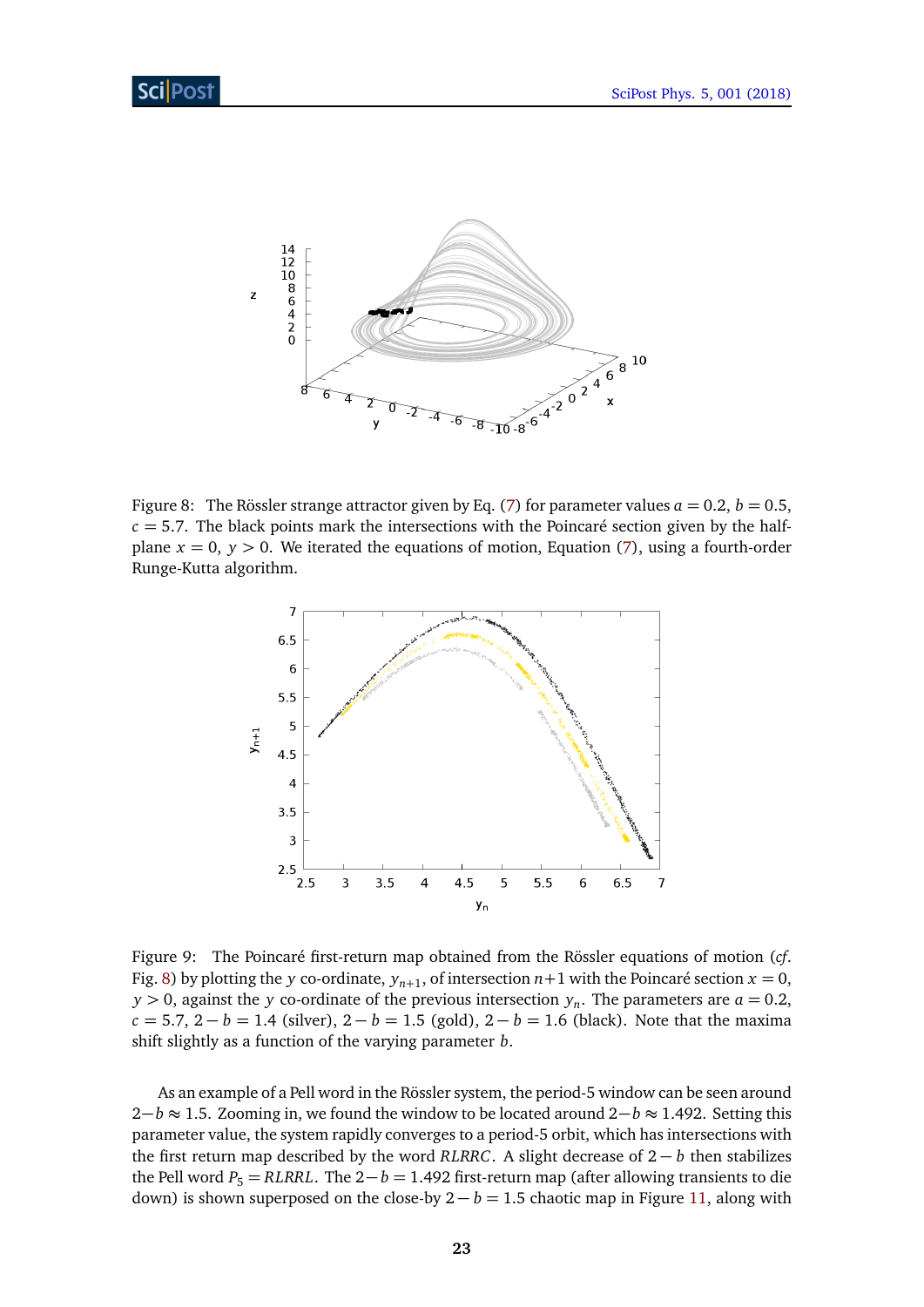Figure 8: The Rössler strange attractor given by Eq. (7) for parameter values $a = 0.2$, $b = 0.5$, $c = 5.7$. The black points mark the intersections with the Poincaré section given by the half-plane $x = 0$, $y > 0$. We iterated the equations of motion, Equation (7), using a fourth-order Runge-Kutta algorithm.

Figure 9: The Poincaré first-return map obtained from the Rössler equations of motion (*cf.* Fig. 8) by plotting the $y$ co-ordinate, $y_{n+1}$, of intersection $n+1$ with the Poincaré section $x = 0$, $y > 0$, against the $y$ co-ordinate of the previous intersection $y_n$. The parameters are $a = 0.2$, $c = 5.7$, $2 - b = 1.4$ (silver), $2 - b = 1.5$ (gold), $2 - b = 1.6$ (black). Note that the maxima shift slightly as a function of the varying parameter $b$.

As an example of a Pell word in the Rössler system, the period-5 window can be seen around $2-b \approx 1.5$. Zooming in, we found the window to be located around $2-b \approx 1.492$. Setting this parameter value, the system rapidly converges to a period-5 orbit, which has intersections with the first return map described by the word *RLRRC*. A slight decrease of $2-b$ then stabilizes the Pell word $P_5 = RLRRL$. The $2-b = 1.492$ first-return map (after allowing transients to die down) is shown superposed on the close-by $2-b = 1.5$ chaotic map in Figure 11, along with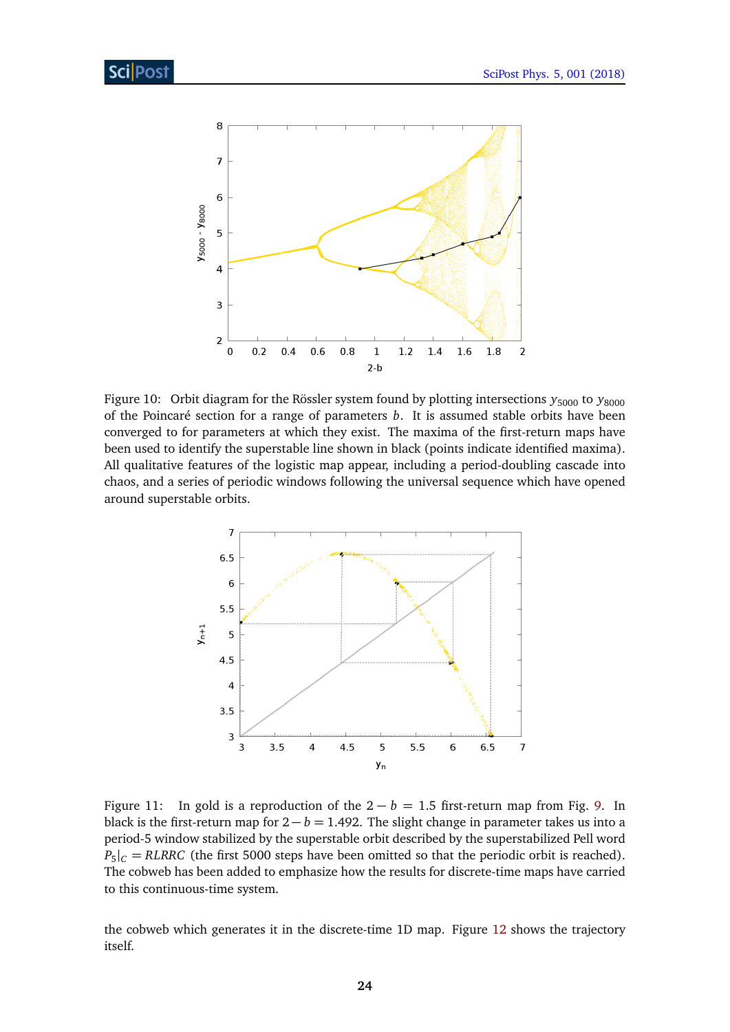Figure 10: Orbit diagram for the Rössler system found by plotting intersections $y_{5000}$ to $y_{8000}$ of the Poincaré section for a range of parameters $b$. It is assumed stable orbits have been converged to for parameters at which they exist. The maxima of the first-return maps have been used to identify the superstable line shown in black (points indicate identified maxima). All qualitative features of the logistic map appear, including a period-doubling cascade into chaos, and a series of periodic windows following the universal sequence which have opened around superstable orbits.

Figure 11: In gold is a reproduction of the $2 - b = 1.5$ first-return map from Fig. 9. In black is the first-return map for $2 - b = 1.492$. The slight change in parameter takes us into a period-5 window stabilized by the superstable orbit described by the superstabilized Pell word $P_5|_C = RLRRC$ (the first 5000 steps have been omitted so that the periodic orbit is reached). The cobweb has been added to emphasize how the results for discrete-time maps have carried to this continuous-time system.

the cobweb which generates it in the discrete-time 1D map. Figure 12 shows the trajectory itself.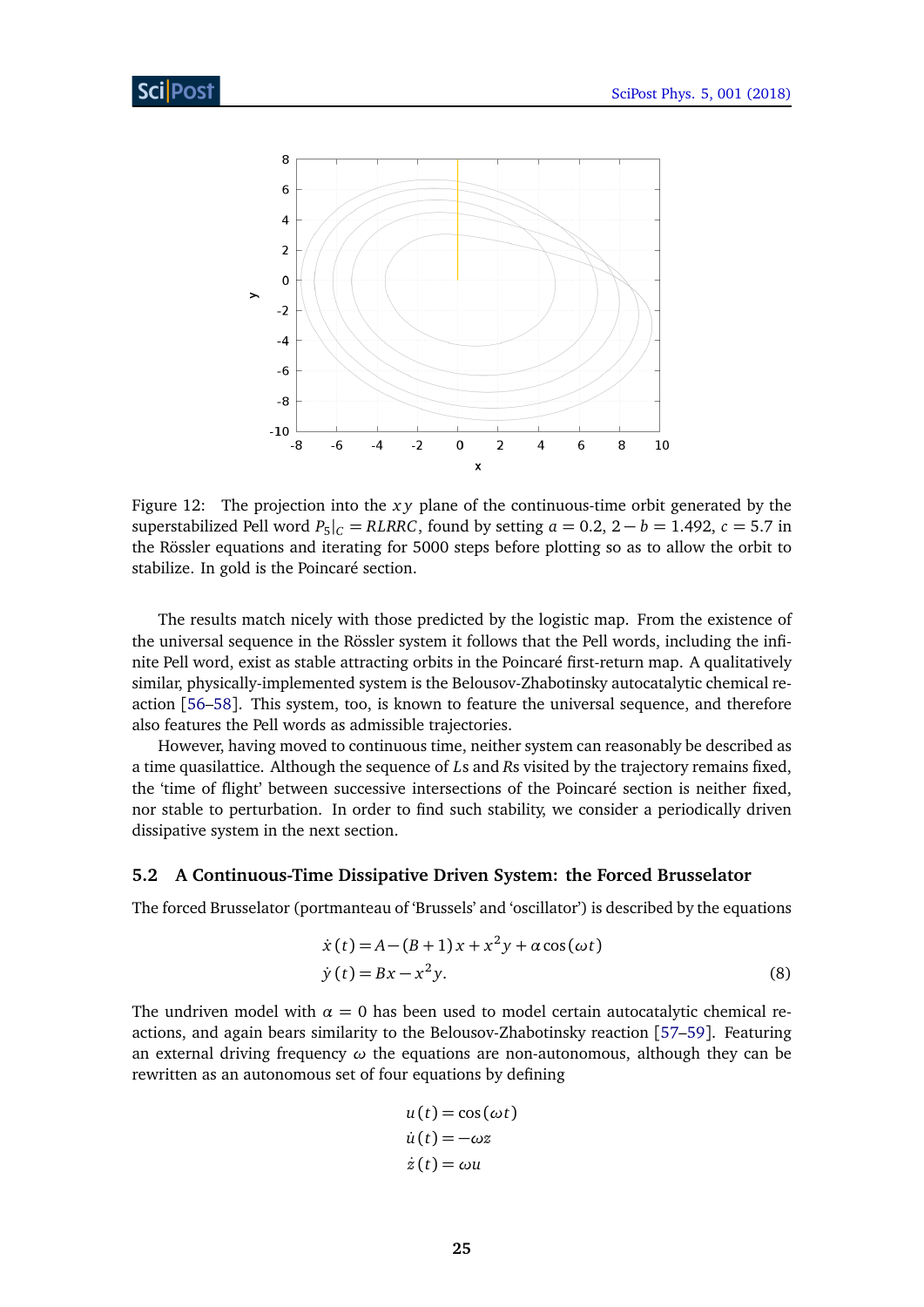Figure 12: The projection into the $xy$ plane of the continuous-time orbit generated by the superstabilized Pell word $P_5|_C = RLRRC$, found by setting $a = 0.2$, $2 - b = 1.492$, $c = 5.7$ in the Rössler equations and iterating for 5000 steps before plotting so as to allow the orbit to stabilize. In gold is the Poincaré section.

The results match nicely with those predicted by the logistic map. From the existence of the universal sequence in the Rössler system it follows that the Pell words, including the infinite Pell word, exist as stable attracting orbits in the Poincaré first-return map. A qualitatively similar, physically-implemented system is the Belousov-Zhabotinsky autocatalytic chemical reaction [56–58]. This system, too, is known to feature the universal sequence, and therefore also features the Pell words as admissible trajectories.

However, having moved to continuous time, neither system can reasonably be described as a time quasilattice. Although the sequence of $L$s and $R$s visited by the trajectory remains fixed, the 'time of flight' between successive intersections of the Poincaré section is neither fixed, nor stable to perturbation. In order to find such stability, we consider a periodically driven dissipative system in the next section.

### 5.2 A Continuous-Time Dissipative Driven System: the Forced Brusselator

The forced Brusselator (portmanteau of 'Brussels' and 'oscillator') is described by the equations

$$\begin{aligned} \dot{x}(t) &= A - (B+1)x + x^2 y + \alpha \cos(\omega t) \\ \dot{y}(t) &= Bx - x^2 y. \end{aligned} \tag{8}$$

The undriven model with $\alpha = 0$ has been used to model certain autocatalytic chemical reactions, and again bears similarity to the Belousov-Zhabotinsky reaction [57–59]. Featuring an external driving frequency $\omega$ the equations are non-autonomous, although they can be rewritten as an autonomous set of four equations by defining

$$\begin{aligned} u(t) &= \cos(\omega t) \\ \dot{u}(t) &= -\omega z \\ \dot{z}(t) &= \omega u \end{aligned}$$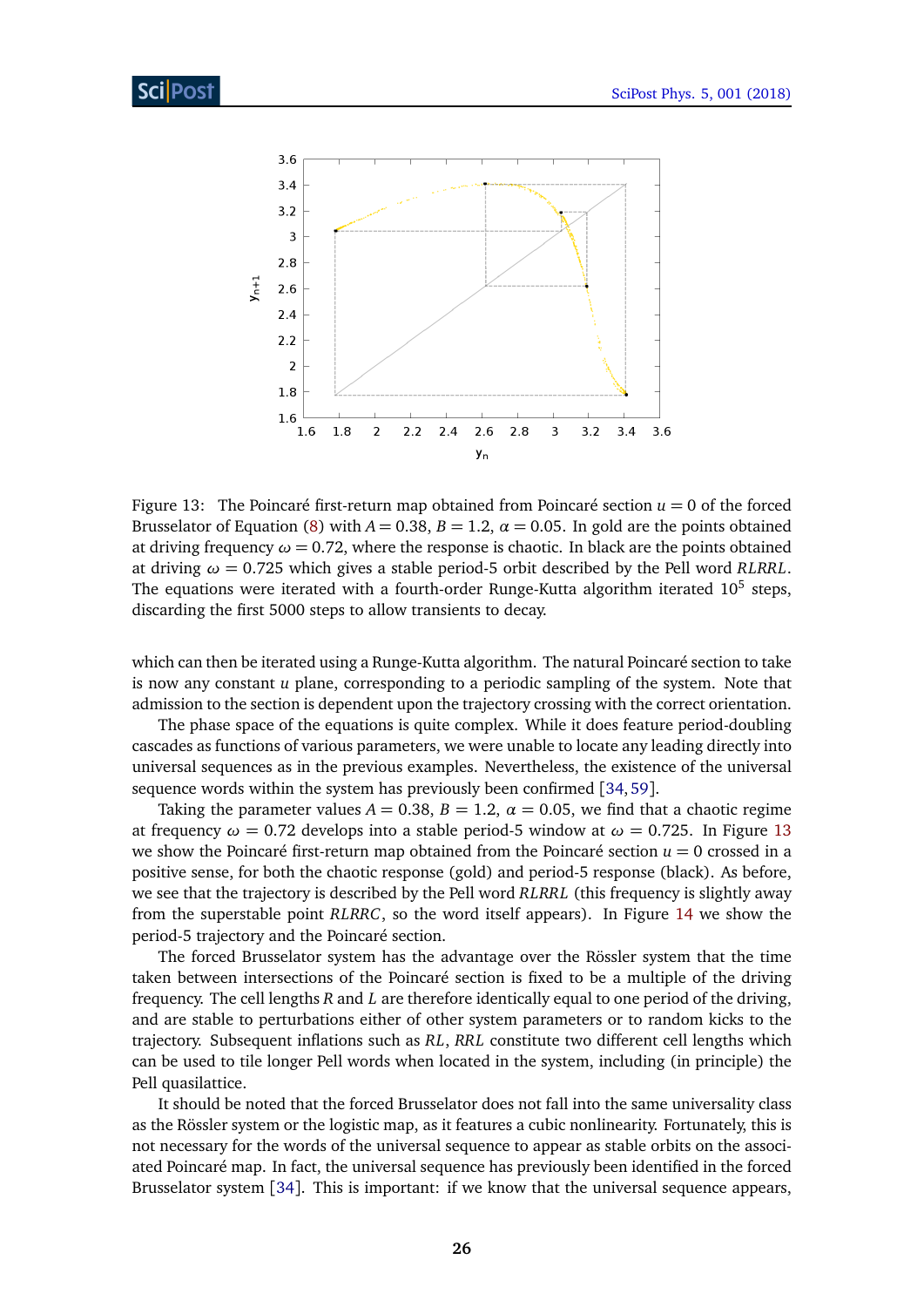Figure 13: The Poincaré first-return map obtained from Poincaré section $u = 0$ of the forced Brusselator of Equation (8) with $A = 0.38$, $B = 1.2$, $\alpha = 0.05$. In gold are the points obtained at driving frequency $\omega = 0.72$, where the response is chaotic. In black are the points obtained at driving $\omega = 0.725$ which gives a stable period-5 orbit described by the Pell word *RLRRL*. The equations were iterated with a fourth-order Runge-Kutta algorithm iterated $10^5$ steps, discarding the first 5000 steps to allow transients to decay.

which can then be iterated using a Runge-Kutta algorithm. The natural Poincaré section to take is now any constant $u$ plane, corresponding to a periodic sampling of the system. Note that admission to the section is dependent upon the trajectory crossing with the correct orientation.

The phase space of the equations is quite complex. While it does feature period-doubling cascades as functions of various parameters, we were unable to locate any leading directly into universal sequences as in the previous examples. Nevertheless, the existence of the universal sequence words within the system has previously been confirmed [34, 59].

Taking the parameter values $A = 0.38$, $B = 1.2$, $\alpha = 0.05$, we find that a chaotic regime at frequency $\omega = 0.72$ develops into a stable period-5 window at $\omega = 0.725$. In Figure 13 we show the Poincaré first-return map obtained from the Poincaré section $u = 0$ crossed in a positive sense, for both the chaotic response (gold) and period-5 response (black). As before, we see that the trajectory is described by the Pell word *RLRRL* (this frequency is slightly away from the superstable point *RLRRC*, so the word itself appears). In Figure 14 we show the period-5 trajectory and the Poincaré section.

The forced Brusselator system has the advantage over the Rössler system that the time taken between intersections of the Poincaré section is fixed to be a multiple of the driving frequency. The cell lengths $R$ and $L$ are therefore identically equal to one period of the driving, and are stable to perturbations either of other system parameters or to random kicks to the trajectory. Subsequent inflations such as *RL*, *RRL* constitute two different cell lengths which can be used to tile longer Pell words when located in the system, including (in principle) the Pell quasilattice.

It should be noted that the forced Brusselator does not fall into the same universality class as the Rössler system or the logistic map, as it features a cubic nonlinearity. Fortunately, this is not necessary for the words of the universal sequence to appear as stable orbits on the associated Poincaré map. In fact, the universal sequence has previously been identified in the forced Brusselator system [34]. This is important: if we know that the universal sequence appears,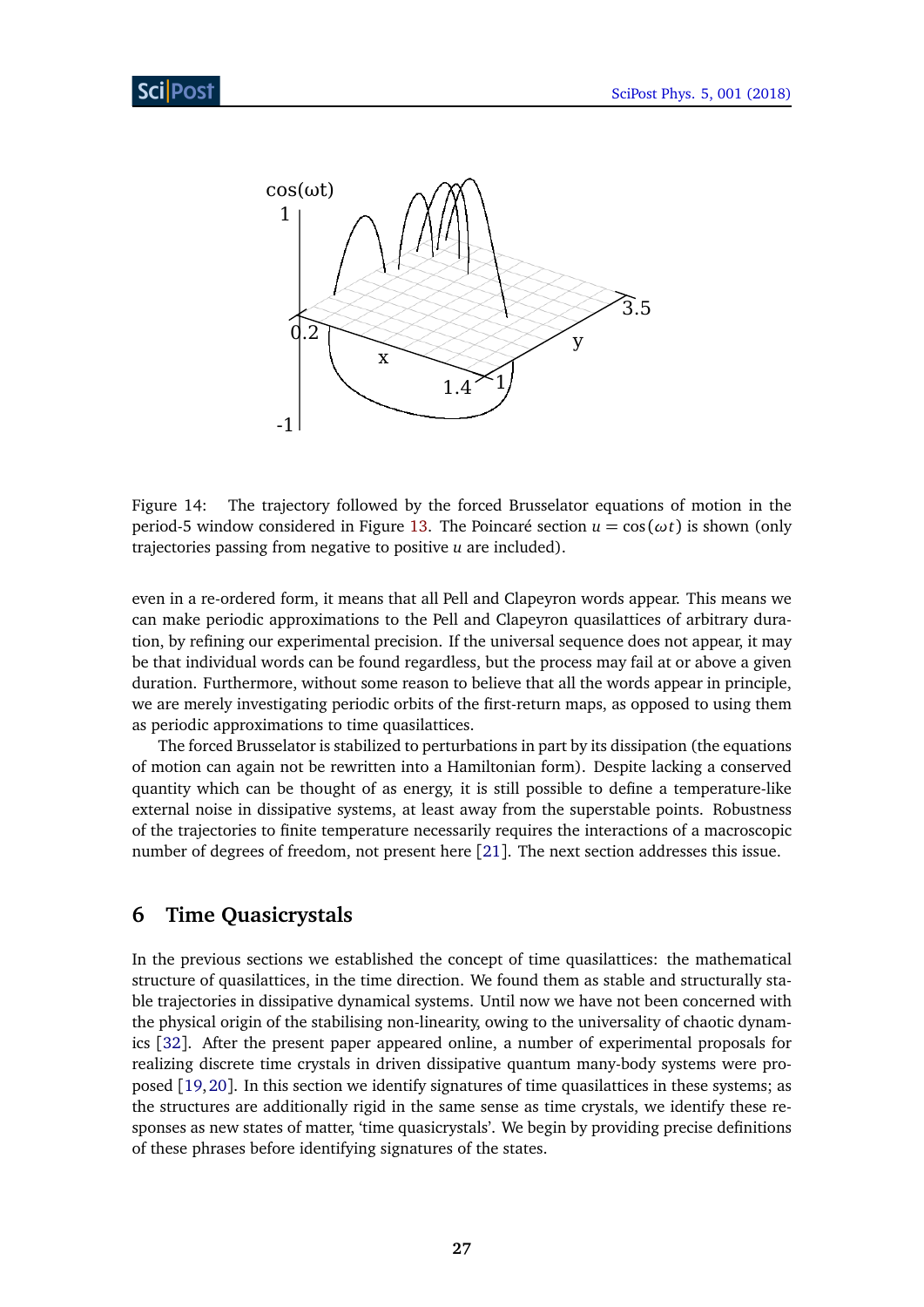Figure 14: The trajectory followed by the forced Brusselator equations of motion in the period-5 window considered in Figure 13. The Poincaré section $u = \cos(\omega t)$ is shown (only trajectories passing from negative to positive $u$ are included).

even in a re-ordered form, it means that all Pell and Clapeyron words appear. This means we can make periodic approximations to the Pell and Clapeyron quasilattices of arbitrary duration, by refining our experimental precision. If the universal sequence does not appear, it may be that individual words can be found regardless, but the process may fail at or above a given duration. Furthermore, without some reason to believe that all the words appear in principle, we are merely investigating periodic orbits of the first-return maps, as opposed to using them as periodic approximations to time quasilattices.

The forced Brusselator is stabilized to perturbations in part by its dissipation (the equations of motion can again not be rewritten into a Hamiltonian form). Despite lacking a conserved quantity which can be thought of as energy, it is still possible to define a temperature-like external noise in dissipative systems, at least away from the superstable points. Robustness of the trajectories to finite temperature necessarily requires the interactions of a macroscopic number of degrees of freedom, not present here [21]. The next section addresses this issue.

## 6 Time Quasicrystals

In the previous sections we established the concept of time quasilattices: the mathematical structure of quasilattices, in the time direction. We found them as stable and structurally stable trajectories in dissipative dynamical systems. Until now we have not been concerned with the physical origin of the stabilising non-linearity, owing to the universality of chaotic dynamics [32]. After the present paper appeared online, a number of experimental proposals for realizing discrete time crystals in driven dissipative quantum many-body systems were proposed [19, 20]. In this section we identify signatures of time quasilattices in these systems; as the structures are additionally rigid in the same sense as time crystals, we identify these responses as new states of matter, 'time quasicrystals'. We begin by providing precise definitions of these phrases before identifying signatures of the states.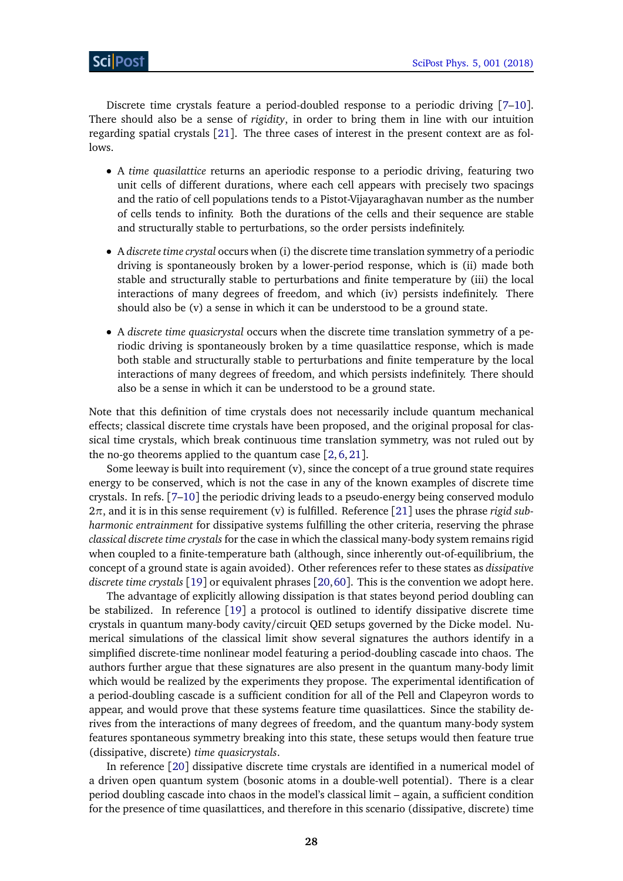Discrete time crystals feature a period-doubled response to a periodic driving [7–10]. There should also be a sense of *rigidity*, in order to bring them in line with our intuition regarding spatial crystals [21]. The three cases of interest in the present context are as follows.

- A *time quasilattice* returns an aperiodic response to a periodic driving, featuring two unit cells of different durations, where each cell appears with precisely two spacings and the ratio of cell populations tends to a Pistot-Vijayaraghavan number as the number of cells tends to infinity. Both the durations of the cells and their sequence are stable and structurally stable to perturbations, so the order persists indefinitely.

- A *discrete time crystal* occurs when (i) the discrete time translation symmetry of a periodic driving is spontaneously broken by a lower-period response, which is (ii) made both stable and structurally stable to perturbations and finite temperature by (iii) the local interactions of many degrees of freedom, and which (iv) persists indefinitely. There should also be (v) a sense in which it can be understood to be a ground state.

- A *discrete time quasicrystal* occurs when the discrete time translation symmetry of a periodic driving is spontaneously broken by a time quasilattice response, which is made both stable and structurally stable to perturbations and finite temperature by the local interactions of many degrees of freedom, and which persists indefinitely. There should also be a sense in which it can be understood to be a ground state.

Note that this definition of time crystals does not necessarily include quantum mechanical effects; classical discrete time crystals have been proposed, and the original proposal for classical time crystals, which break continuous time translation symmetry, was not ruled out by the no-go theorems applied to the quantum case [2, 6, 21].

Some leeway is built into requirement (v), since the concept of a true ground state requires energy to be conserved, which is not the case in any of the known examples of discrete time crystals. In refs. [7–10] the periodic driving leads to a pseudo-energy being conserved modulo $2\pi$, and it is in this sense requirement (v) is fulfilled. Reference [21] uses the phrase *rigid subharmonic entrainment* for dissipative systems fulfilling the other criteria, reserving the phrase *classical discrete time crystals* for the case in which the classical many-body system remains rigid when coupled to a finite-temperature bath (although, since inherently out-of-equilibrium, the concept of a ground state is again avoided). Other references refer to these states as *dissipative discrete time crystals* [19] or equivalent phrases [20, 60]. This is the convention we adopt here.

The advantage of explicitly allowing dissipation is that states beyond period doubling can be stabilized. In reference [19] a protocol is outlined to identify dissipative discrete time crystals in quantum many-body cavity/circuit QED setups governed by the Dicke model. Numerical simulations of the classical limit show several signatures the authors identify in a simplified discrete-time nonlinear model featuring a period-doubling cascade into chaos. The authors further argue that these signatures are also present in the quantum many-body limit which would be realized by the experiments they propose. The experimental identification of a period-doubling cascade is a sufficient condition for all of the Pell and Clapeyron words to appear, and would prove that these systems feature time quasilattices. Since the stability derives from the interactions of many degrees of freedom, and the quantum many-body system features spontaneous symmetry breaking into this state, these setups would then feature true (dissipative, discrete) *time quasicrystals*.

In reference [20] dissipative discrete time crystals are identified in a numerical model of a driven open quantum system (bosonic atoms in a double-well potential). There is a clear period doubling cascade into chaos in the model's classical limit – again, a sufficient condition for the presence of time quasilattices, and therefore in this scenario (dissipative, discrete) time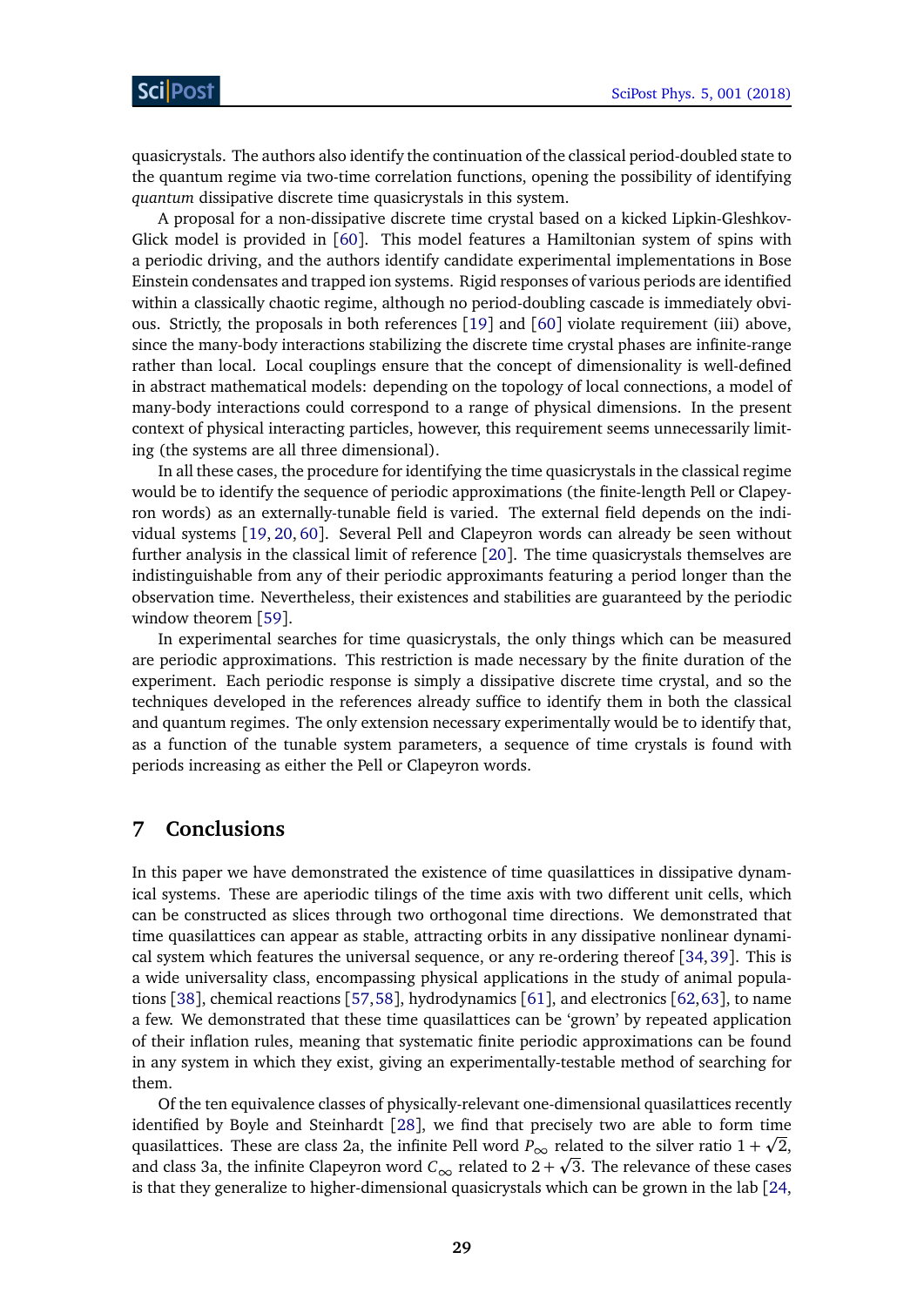quasicrystals. The authors also identify the continuation of the classical period-doubled state to the quantum regime via two-time correlation functions, opening the possibility of identifying *quantum* dissipative discrete time quasicrystals in this system.

A proposal for a non-dissipative discrete time crystal based on a kicked Lipkin-Gleshkov-Glick model is provided in [60]. This model features a Hamiltonian system of spins with a periodic driving, and the authors identify candidate experimental implementations in Bose Einstein condensates and trapped ion systems. Rigid responses of various periods are identified within a classically chaotic regime, although no period-doubling cascade is immediately obvious. Strictly, the proposals in both references [19] and [60] violate requirement (iii) above, since the many-body interactions stabilizing the discrete time crystal phases are infinite-range rather than local. Local couplings ensure that the concept of dimensionality is well-defined in abstract mathematical models: depending on the topology of local connections, a model of many-body interactions could correspond to a range of physical dimensions. In the present context of physical interacting particles, however, this requirement seems unnecessarily limiting (the systems are all three dimensional).

In all these cases, the procedure for identifying the time quasicrystals in the classical regime would be to identify the sequence of periodic approximations (the finite-length Pell or Clapeyron words) as an externally-tunable field is varied. The external field depends on the individual systems [19, 20, 60]. Several Pell and Clapeyron words can already be seen without further analysis in the classical limit of reference [20]. The time quasicrystals themselves are indistinguishable from any of their periodic approximants featuring a period longer than the observation time. Nevertheless, their existences and stabilities are guaranteed by the periodic window theorem [59].

In experimental searches for time quasicrystals, the only things which can be measured are periodic approximations. This restriction is made necessary by the finite duration of the experiment. Each periodic response is simply a dissipative discrete time crystal, and so the techniques developed in the references already suffice to identify them in both the classical and quantum regimes. The only extension necessary experimentally would be to identify that, as a function of the tunable system parameters, a sequence of time crystals is found with periods increasing as either the Pell or Clapeyron words.

## 7 Conclusions

In this paper we have demonstrated the existence of time quasilattices in dissipative dynamical systems. These are aperiodic tilings of the time axis with two different unit cells, which can be constructed as slices through two orthogonal time directions. We demonstrated that time quasilattices can appear as stable, attracting orbits in any dissipative nonlinear dynamical system which features the universal sequence, or any re-ordering thereof [34, 39]. This is a wide universality class, encompassing physical applications in the study of animal populations [38], chemical reactions [57, 58], hydrodynamics [61], and electronics [62, 63], to name a few. We demonstrated that these time quasilattices can be 'grown' by repeated application of their inflation rules, meaning that systematic finite periodic approximations can be found in any system in which they exist, giving an experimentally-testable method of searching for them.

Of the ten equivalence classes of physically-relevant one-dimensional quasilattices recently identified by Boyle and Steinhardt [28], we find that precisely two are able to form time quasilattices. These are class 2a, the infinite Pell word $P_\infty$ related to the silver ratio $1 + \sqrt{2}$, and class 3a, the infinite Clapeyron word $C_\infty$ related to $2 + \sqrt{3}$. The relevance of these cases is that they generalize to higher-dimensional quasicrystals which can be grown in the lab [24,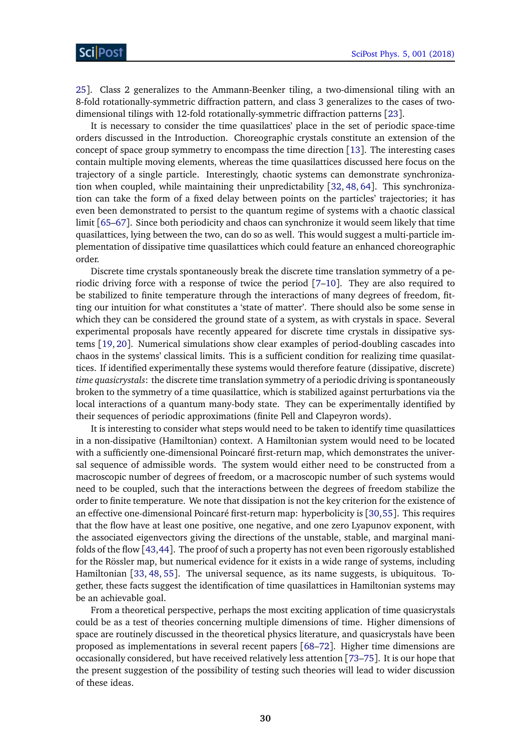25]. Class 2 generalizes to the Ammann-Beenker tiling, a two-dimensional tiling with an 8-fold rotationally-symmetric diffraction pattern, and class 3 generalizes to the cases of two-dimensional tilings with 12-fold rotationally-symmetric diffraction patterns [23].

It is necessary to consider the time quasilattices' place in the set of periodic space-time orders discussed in the Introduction. Choreographic crystals constitute an extension of the concept of space group symmetry to encompass the time direction [13]. The interesting cases contain multiple moving elements, whereas the time quasilattices discussed here focus on the trajectory of a single particle. Interestingly, chaotic systems can demonstrate synchronization when coupled, while maintaining their unpredictability [32, 48, 64]. This synchronization can take the form of a fixed delay between points on the particles' trajectories; it has even been demonstrated to persist to the quantum regime of systems with a chaotic classical limit [65–67]. Since both periodicity and chaos can synchronize it would seem likely that time quasilattices, lying between the two, can do so as well. This would suggest a multi-particle implementation of dissipative time quasilattices which could feature an enhanced choreographic order.

Discrete time crystals spontaneously break the discrete time translation symmetry of a periodic driving force with a response of twice the period [7–10]. They are also required to be stabilized to finite temperature through the interactions of many degrees of freedom, fitting our intuition for what constitutes a 'state of matter'. There should also be some sense in which they can be considered the ground state of a system, as with crystals in space. Several experimental proposals have recently appeared for discrete time crystals in dissipative systems [19, 20]. Numerical simulations show clear examples of period-doubling cascades into chaos in the systems' classical limits. This is a sufficient condition for realizing time quasilattices. If identified experimentally these systems would therefore feature (dissipative, discrete) *time quasicrystals*: the discrete time translation symmetry of a periodic driving is spontaneously broken to the symmetry of a time quasilattice, which is stabilized against perturbations via the local interactions of a quantum many-body state. They can be experimentally identified by their sequences of periodic approximations (finite Pell and Clapeyron words).

It is interesting to consider what steps would need to be taken to identify time quasilattices in a non-dissipative (Hamiltonian) context. A Hamiltonian system would need to be located with a sufficiently one-dimensional Poincaré first-return map, which demonstrates the universal sequence of admissible words. The system would either need to be constructed from a macroscopic number of degrees of freedom, or a macroscopic number of such systems would need to be coupled, such that the interactions between the degrees of freedom stabilize the order to finite temperature. We note that dissipation is not the key criterion for the existence of an effective one-dimensional Poincaré first-return map: hyperbolicity is [30, 55]. This requires that the flow have at least one positive, one negative, and one zero Lyapunov exponent, with the associated eigenvectors giving the directions of the unstable, stable, and marginal manifolds of the flow [43, 44]. The proof of such a property has not even been rigorously established for the Rössler map, but numerical evidence for it exists in a wide range of systems, including Hamiltonian [33, 48, 55]. The universal sequence, as its name suggests, is ubiquitous. Together, these facts suggest the identification of time quasilattices in Hamiltonian systems may be an achievable goal.

From a theoretical perspective, perhaps the most exciting application of time quasicrystals could be as a test of theories concerning multiple dimensions of time. Higher dimensions of space are routinely discussed in the theoretical physics literature, and quasicrystals have been proposed as implementations in several recent papers [68–72]. Higher time dimensions are occasionally considered, but have received relatively less attention [73–75]. It is our hope that the present suggestion of the possibility of testing such theories will lead to wider discussion of these ideas.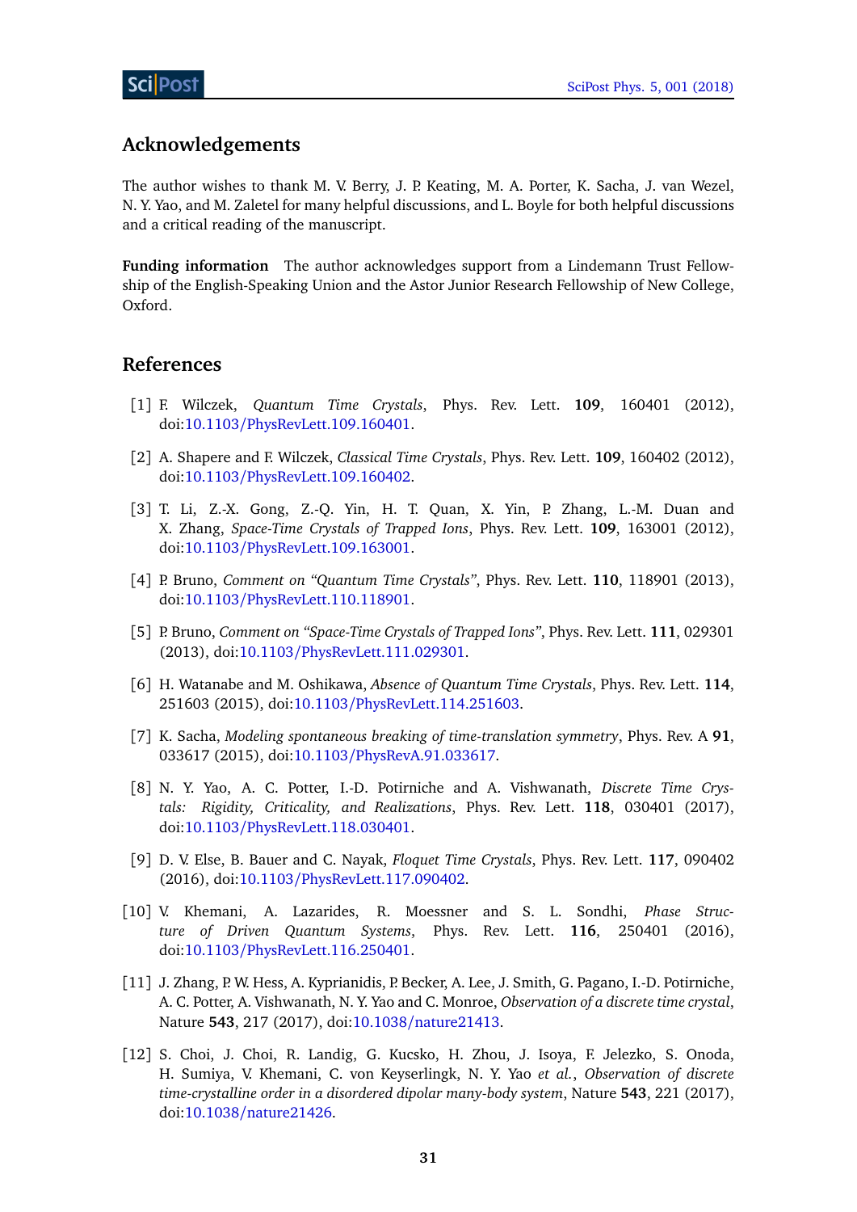## Acknowledgements

The author wishes to thank M. V. Berry, J. P. Keating, M. A. Porter, K. Sacha, J. van Wezel, N. Y. Yao, and M. Zaletel for many helpful discussions, and L. Boyle for both helpful discussions and a critical reading of the manuscript.

**Funding information** The author acknowledges support from a Lindemann Trust Fellowship of the English-Speaking Union and the Astor Junior Research Fellowship of New College, Oxford.

## References

[1] F. Wilczek, *Quantum Time Crystals*, Phys. Rev. Lett. **109**, 160401 (2012), doi:10.1103/PhysRevLett.109.160401.

[2] A. Shapere and F. Wilczek, *Classical Time Crystals*, Phys. Rev. Lett. **109**, 160402 (2012), doi:10.1103/PhysRevLett.109.160402.

[3] T. Li, Z.-X. Gong, Z.-Q. Yin, H. T. Quan, X. Yin, P. Zhang, L.-M. Duan and X. Zhang, *Space-Time Crystals of Trapped Ions*, Phys. Rev. Lett. **109**, 163001 (2012), doi:10.1103/PhysRevLett.109.163001.

[4] P. Bruno, *Comment on "Quantum Time Crystals"*, Phys. Rev. Lett. **110**, 118901 (2013), doi:10.1103/PhysRevLett.110.118901.

[5] P. Bruno, *Comment on "Space-Time Crystals of Trapped Ions"*, Phys. Rev. Lett. **111**, 029301 (2013), doi:10.1103/PhysRevLett.111.029301.

[6] H. Watanabe and M. Oshikawa, *Absence of Quantum Time Crystals*, Phys. Rev. Lett. **114**, 251603 (2015), doi:10.1103/PhysRevLett.114.251603.

[7] K. Sacha, *Modeling spontaneous breaking of time-translation symmetry*, Phys. Rev. A **91**, 033617 (2015), doi:10.1103/PhysRevA.91.033617.

[8] N. Y. Yao, A. C. Potter, I.-D. Potirniche and A. Vishwanath, *Discrete Time Crystals: Rigidity, Criticality, and Realizations*, Phys. Rev. Lett. **118**, 030401 (2017), doi:10.1103/PhysRevLett.118.030401.

[9] D. V. Else, B. Bauer and C. Nayak, *Floquet Time Crystals*, Phys. Rev. Lett. **117**, 090402 (2016), doi:10.1103/PhysRevLett.117.090402.

[10] V. Khemani, A. Lazarides, R. Moessner and S. L. Sondhi, *Phase Structure of Driven Quantum Systems*, Phys. Rev. Lett. **116**, 250401 (2016), doi:10.1103/PhysRevLett.116.250401.

[11] J. Zhang, P. W. Hess, A. Kyprianidis, P. Becker, A. Lee, J. Smith, G. Pagano, I.-D. Potirniche, A. C. Potter, A. Vishwanath, N. Y. Yao and C. Monroe, *Observation of a discrete time crystal*, Nature **543**, 217 (2017), doi:10.1038/nature21413.

[12] S. Choi, J. Choi, R. Landig, G. Kucsko, H. Zhou, J. Isoya, F. Jelezko, S. Onoda, H. Sumiya, V. Khemani, C. von Keyserlingk, N. Y. Yao *et al.*, *Observation of discrete time-crystalline order in a disordered dipolar many-body system*, Nature **543**, 221 (2017), doi:10.1038/nature21426.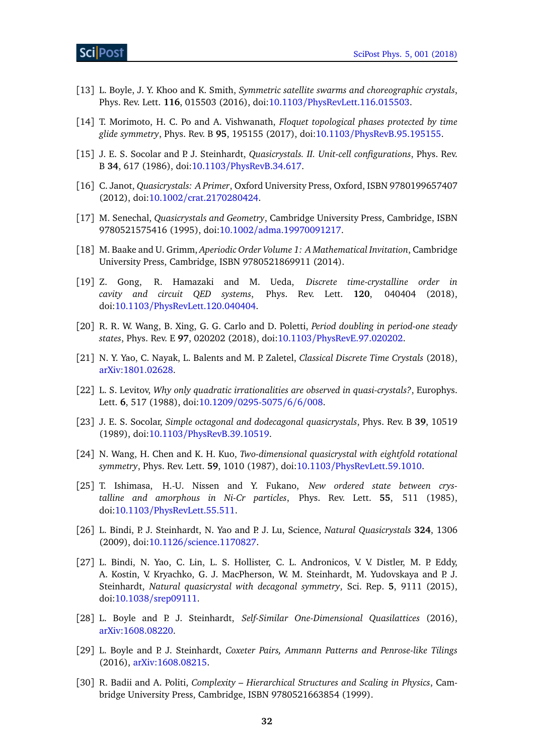[13] L. Boyle, J. Y. Khoo and K. Smith, *Symmetric satellite swarms and choreographic crystals*, Phys. Rev. Lett. **116**, 015503 (2016), doi:10.1103/PhysRevLett.116.015503.

[14] T. Morimoto, H. C. Po and A. Vishwanath, *Floquet topological phases protected by time glide symmetry*, Phys. Rev. B **95**, 195155 (2017), doi:10.1103/PhysRevB.95.195155.

[15] J. E. S. Socolar and P. J. Steinhardt, *Quasicrystals. II. Unit-cell configurations*, Phys. Rev. B **34**, 617 (1986), doi:10.1103/PhysRevB.34.617.

[16] C. Janot, *Quasicrystals: A Primer*, Oxford University Press, Oxford, ISBN 9780199657407 (2012), doi:10.1002/crat.2170280424.

[17] M. Senechal, *Quasicrystals and Geometry*, Cambridge University Press, Cambridge, ISBN 9780521575416 (1995), doi:10.1002/adma.19970091217.

[18] M. Baake and U. Grimm, *Aperiodic Order Volume 1: A Mathematical Invitation*, Cambridge University Press, Cambridge, ISBN 9780521869911 (2014).

[19] Z. Gong, R. Hamazaki and M. Ueda, *Discrete time-crystalline order in cavity and circuit QED systems*, Phys. Rev. Lett. **120**, 040404 (2018), doi:10.1103/PhysRevLett.120.040404.

[20] R. R. W. Wang, B. Xing, G. G. Carlo and D. Poletti, *Period doubling in period-one steady states*, Phys. Rev. E **97**, 020202 (2018), doi:10.1103/PhysRevE.97.020202.

[21] N. Y. Yao, C. Nayak, L. Balents and M. P. Zaletel, *Classical Discrete Time Crystals* (2018), arXiv:1801.02628.

[22] L. S. Levitov, *Why only quadratic irrationalities are observed in quasi-crystals?*, Europhys. Lett. **6**, 517 (1988), doi:10.1209/0295-5075/6/6/008.

[23] J. E. S. Socolar, *Simple octagonal and dodecagonal quasicrystals*, Phys. Rev. B **39**, 10519 (1989), doi:10.1103/PhysRevB.39.10519.

[24] N. Wang, H. Chen and K. H. Kuo, *Two-dimensional quasicrystal with eightfold rotational symmetry*, Phys. Rev. Lett. **59**, 1010 (1987), doi:10.1103/PhysRevLett.59.1010.

[25] T. Ishimasa, H.-U. Nissen and Y. Fukano, *New ordered state between crystalline and amorphous in Ni-Cr particles*, Phys. Rev. Lett. **55**, 511 (1985), doi:10.1103/PhysRevLett.55.511.

[26] L. Bindi, P. J. Steinhardt, N. Yao and P. J. Lu, Science, *Natural Quasicrystals* **324**, 1306 (2009), doi:10.1126/science.1170827.

[27] L. Bindi, N. Yao, C. Lin, L. S. Hollister, C. L. Andronicos, V. V. Distler, M. P. Eddy, A. Kostin, V. Kryachko, G. J. MacPherson, W. M. Steinhardt, M. Yudovskaya and P. J. Steinhardt, *Natural quasicrystal with decagonal symmetry*, Sci. Rep. **5**, 9111 (2015), doi:10.1038/srep09111.

[28] L. Boyle and P. J. Steinhardt, *Self-Similar One-Dimensional Quasilattices* (2016), arXiv:1608.08220.

[29] L. Boyle and P. J. Steinhardt, *Coxeter Pairs, Ammann Patterns and Penrose-like Tilings* (2016), arXiv:1608.08215.

[30] R. Badii and A. Politi, *Complexity – Hierarchical Structures and Scaling in Physics*, Cambridge University Press, Cambridge, ISBN 9780521663854 (1999).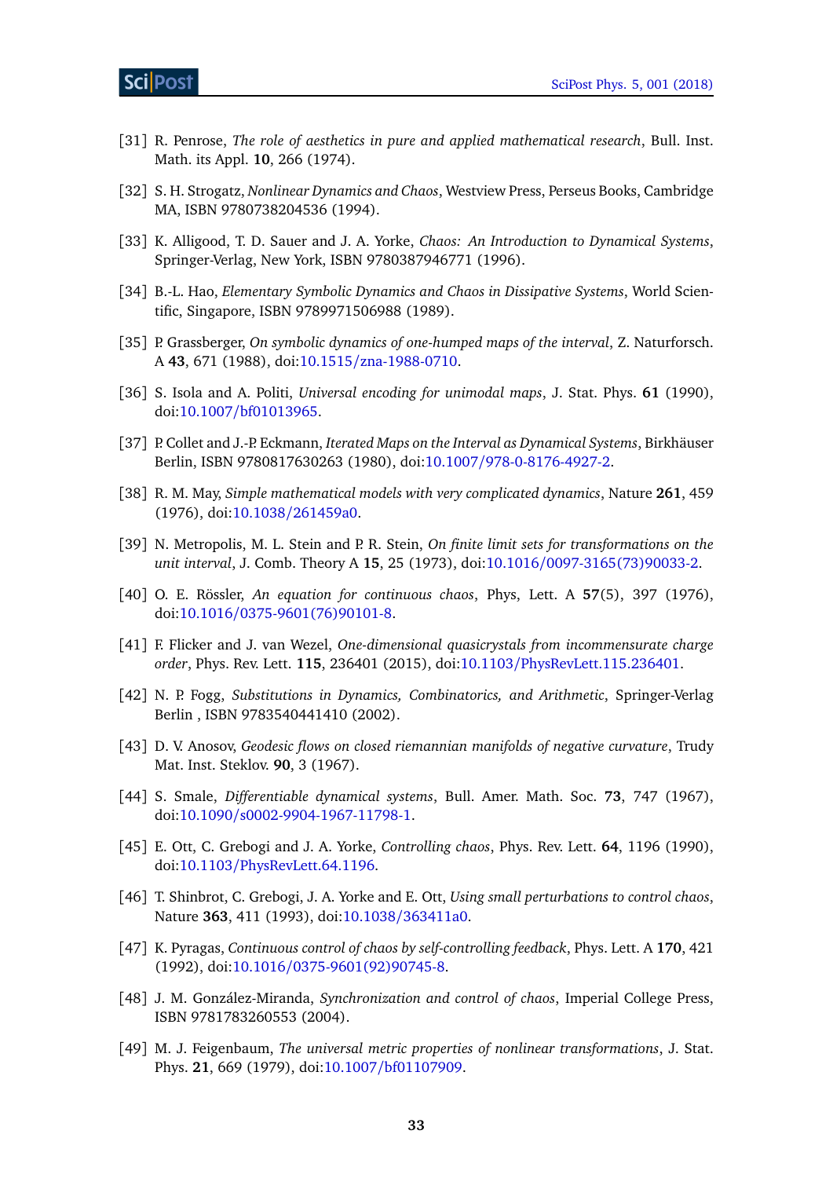[31] R. Penrose, *The role of aesthetics in pure and applied mathematical research*, Bull. Inst. Math. its Appl. **10**, 266 (1974).

[32] S. H. Strogatz, *Nonlinear Dynamics and Chaos*, Westview Press, Perseus Books, Cambridge MA, ISBN 9780738204536 (1994).

[33] K. Alligood, T. D. Sauer and J. A. Yorke, *Chaos: An Introduction to Dynamical Systems*, Springer-Verlag, New York, ISBN 9780387946771 (1996).

[34] B.-L. Hao, *Elementary Symbolic Dynamics and Chaos in Dissipative Systems*, World Scientific, Singapore, ISBN 9789971506988 (1989).

[35] P. Grassberger, *On symbolic dynamics of one-humped maps of the interval*, Z. Naturforsch. A **43**, 671 (1988), doi:10.1515/zna-1988-0710.

[36] S. Isola and A. Politi, *Universal encoding for unimodal maps*, J. Stat. Phys. **61** (1990), doi:10.1007/bf01013965.

[37] P. Collet and J.-P. Eckmann, *Iterated Maps on the Interval as Dynamical Systems*, Birkhäuser Berlin, ISBN 9780817630263 (1980), doi:10.1007/978-0-8176-4927-2.

[38] R. M. May, *Simple mathematical models with very complicated dynamics*, Nature **261**, 459 (1976), doi:10.1038/261459a0.

[39] N. Metropolis, M. L. Stein and P. R. Stein, *On finite limit sets for transformations on the unit interval*, J. Comb. Theory A **15**, 25 (1973), doi:10.1016/0097-3165(73)90033-2.

[40] O. E. Rössler, *An equation for continuous chaos*, Phys, Lett. A **57**(5), 397 (1976), doi:10.1016/0375-9601(76)90101-8.

[41] F. Flicker and J. van Wezel, *One-dimensional quasicrystals from incommensurate charge order*, Phys. Rev. Lett. **115**, 236401 (2015), doi:10.1103/PhysRevLett.115.236401.

[42] N. P. Fogg, *Substitutions in Dynamics, Combinatorics, and Arithmetic*, Springer-Verlag Berlin , ISBN 9783540441410 (2002).

[43] D. V. Anosov, *Geodesic flows on closed riemannian manifolds of negative curvature*, Trudy Mat. Inst. Steklov. **90**, 3 (1967).

[44] S. Smale, *Differentiable dynamical systems*, Bull. Amer. Math. Soc. **73**, 747 (1967), doi:10.1090/s0002-9904-1967-11798-1.

[45] E. Ott, C. Grebogi and J. A. Yorke, *Controlling chaos*, Phys. Rev. Lett. **64**, 1196 (1990), doi:10.1103/PhysRevLett.64.1196.

[46] T. Shinbrot, C. Grebogi, J. A. Yorke and E. Ott, *Using small perturbations to control chaos*, Nature **363**, 411 (1993), doi:10.1038/363411a0.

[47] K. Pyragas, *Continuous control of chaos by self-controlling feedback*, Phys. Lett. A **170**, 421 (1992), doi:10.1016/0375-9601(92)90745-8.

[48] J. M. González-Miranda, *Synchronization and control of chaos*, Imperial College Press, ISBN 9781783260553 (2004).

[49] M. J. Feigenbaum, *The universal metric properties of nonlinear transformations*, J. Stat. Phys. **21**, 669 (1979), doi:10.1007/bf01107909.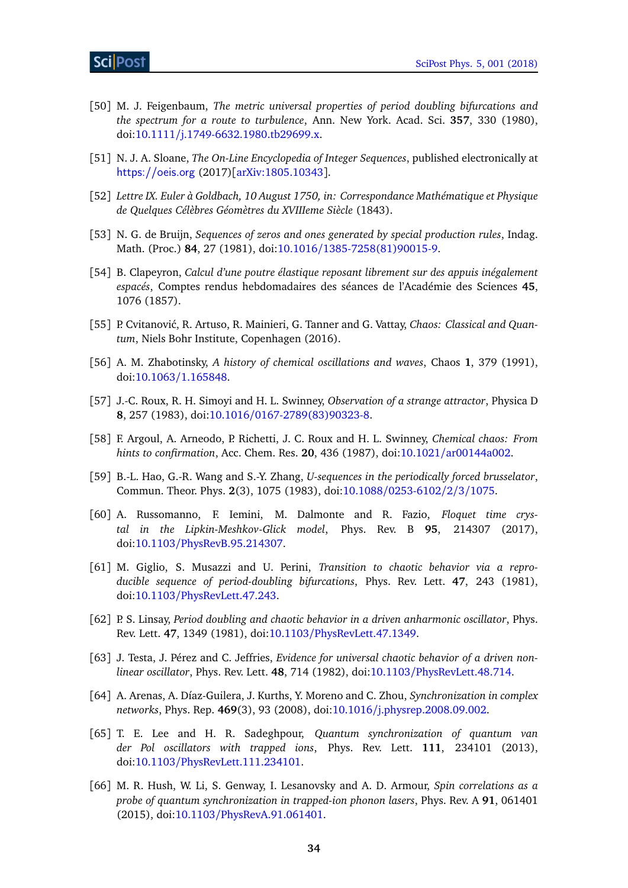[50] M. J. Feigenbaum, *The metric universal properties of period doubling bifurcations and the spectrum for a route to turbulence*, Ann. New York. Acad. Sci. **357**, 330 (1980), doi:10.1111/j.1749-6632.1980.tb29699.x.

[51] N. J. A. Sloane, *The On-Line Encyclopedia of Integer Sequences*, published electronically at https://oeis.org (2017)[arXiv:1805.10343].

[52] *Lettre IX. Euler à Goldbach, 10 August 1750, in: Correspondance Mathématique et Physique de Quelques Célèbres Géomètres du XVIIIeme Siècle* (1843).

[53] N. G. de Bruijn, *Sequences of zeros and ones generated by special production rules*, Indag. Math. (Proc.) **84**, 27 (1981), doi:10.1016/1385-7258(81)90015-9.

[54] B. Clapeyron, *Calcul d'une poutre élastique reposant librement sur des appuis inégalement espacés*, Comptes rendus hebdomadaires des séances de l'Académie des Sciences **45**, 1076 (1857).

[55] P. Cvitanović, R. Artuso, R. Mainieri, G. Tanner and G. Vattay, *Chaos: Classical and Quantum*, Niels Bohr Institute, Copenhagen (2016).

[56] A. M. Zhabotinsky, *A history of chemical oscillations and waves*, Chaos **1**, 379 (1991), doi:10.1063/1.165848.

[57] J.-C. Roux, R. H. Simoyi and H. L. Swinney, *Observation of a strange attractor*, Physica D **8**, 257 (1983), doi:10.1016/0167-2789(83)90323-8.

[58] F. Argoul, A. Arneodo, P. Richetti, J. C. Roux and H. L. Swinney, *Chemical chaos: From hints to confirmation*, Acc. Chem. Res. **20**, 436 (1987), doi:10.1021/ar00144a002.

[59] B.-L. Hao, G.-R. Wang and S.-Y. Zhang, *U-sequences in the periodically forced brusselator*, Commun. Theor. Phys. **2**(3), 1075 (1983), doi:10.1088/0253-6102/2/3/1075.

[60] A. Russomanno, F. Iemini, M. Dalmonte and R. Fazio, *Floquet time crystal in the Lipkin-Meshkov-Glick model*, Phys. Rev. B **95**, 214307 (2017), doi:10.1103/PhysRevB.95.214307.

[61] M. Giglio, S. Musazzi and U. Perini, *Transition to chaotic behavior via a reproducible sequence of period-doubling bifurcations*, Phys. Rev. Lett. **47**, 243 (1981), doi:10.1103/PhysRevLett.47.243.

[62] P. S. Linsay, *Period doubling and chaotic behavior in a driven anharmonic oscillator*, Phys. Rev. Lett. **47**, 1349 (1981), doi:10.1103/PhysRevLett.47.1349.

[63] J. Testa, J. Pérez and C. Jeffries, *Evidence for universal chaotic behavior of a driven nonlinear oscillator*, Phys. Rev. Lett. **48**, 714 (1982), doi:10.1103/PhysRevLett.48.714.

[64] A. Arenas, A. Díaz-Guilera, J. Kurths, Y. Moreno and C. Zhou, *Synchronization in complex networks*, Phys. Rep. **469**(3), 93 (2008), doi:10.1016/j.physrep.2008.09.002.

[65] T. E. Lee and H. R. Sadeghpour, *Quantum synchronization of quantum van der Pol oscillators with trapped ions*, Phys. Rev. Lett. **111**, 234101 (2013), doi:10.1103/PhysRevLett.111.234101.

[66] M. R. Hush, W. Li, S. Genway, I. Lesanovsky and A. D. Armour, *Spin correlations as a probe of quantum synchronization in trapped-ion phonon lasers*, Phys. Rev. A **91**, 061401 (2015), doi:10.1103/PhysRevA.91.061401.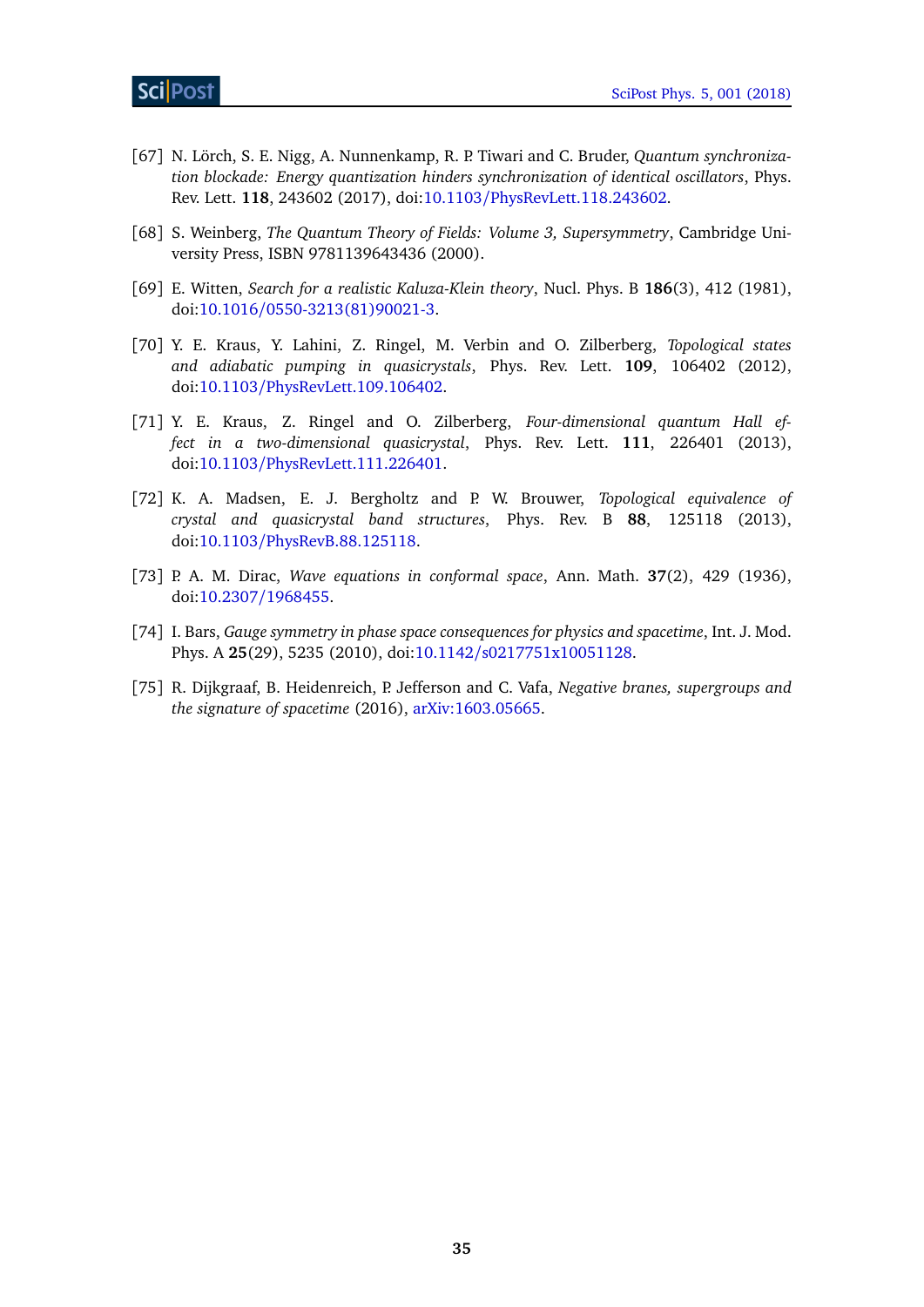[67] N. Lörch, S. E. Nigg, A. Nunnenkamp, R. P. Tiwari and C. Bruder, *Quantum synchronization blockade: Energy quantization hinders synchronization of identical oscillators*, Phys. Rev. Lett. **118**, 243602 (2017), doi:10.1103/PhysRevLett.118.243602.

[68] S. Weinberg, *The Quantum Theory of Fields: Volume 3, Supersymmetry*, Cambridge University Press, ISBN 9781139643436 (2000).

[69] E. Witten, *Search for a realistic Kaluza-Klein theory*, Nucl. Phys. B **186**(3), 412 (1981), doi:10.1016/0550-3213(81)90021-3.

[70] Y. E. Kraus, Y. Lahini, Z. Ringel, M. Verbin and O. Zilberberg, *Topological states and adiabatic pumping in quasicrystals*, Phys. Rev. Lett. **109**, 106402 (2012), doi:10.1103/PhysRevLett.109.106402.

[71] Y. E. Kraus, Z. Ringel and O. Zilberberg, *Four-dimensional quantum Hall effect in a two-dimensional quasicrystal*, Phys. Rev. Lett. **111**, 226401 (2013), doi:10.1103/PhysRevLett.111.226401.

[72] K. A. Madsen, E. J. Bergholtz and P. W. Brouwer, *Topological equivalence of crystal and quasicrystal band structures*, Phys. Rev. B **88**, 125118 (2013), doi:10.1103/PhysRevB.88.125118.

[73] P. A. M. Dirac, *Wave equations in conformal space*, Ann. Math. **37**(2), 429 (1936), doi:10.2307/1968455.

[74] I. Bars, *Gauge symmetry in phase space consequences for physics and spacetime*, Int. J. Mod. Phys. A **25**(29), 5235 (2010), doi:10.1142/s0217751x10051128.

[75] R. Dijkgraaf, B. Heidenreich, P. Jefferson and C. Vafa, *Negative branes, supergroups and the signature of spacetime* (2016), arXiv:1603.05665.